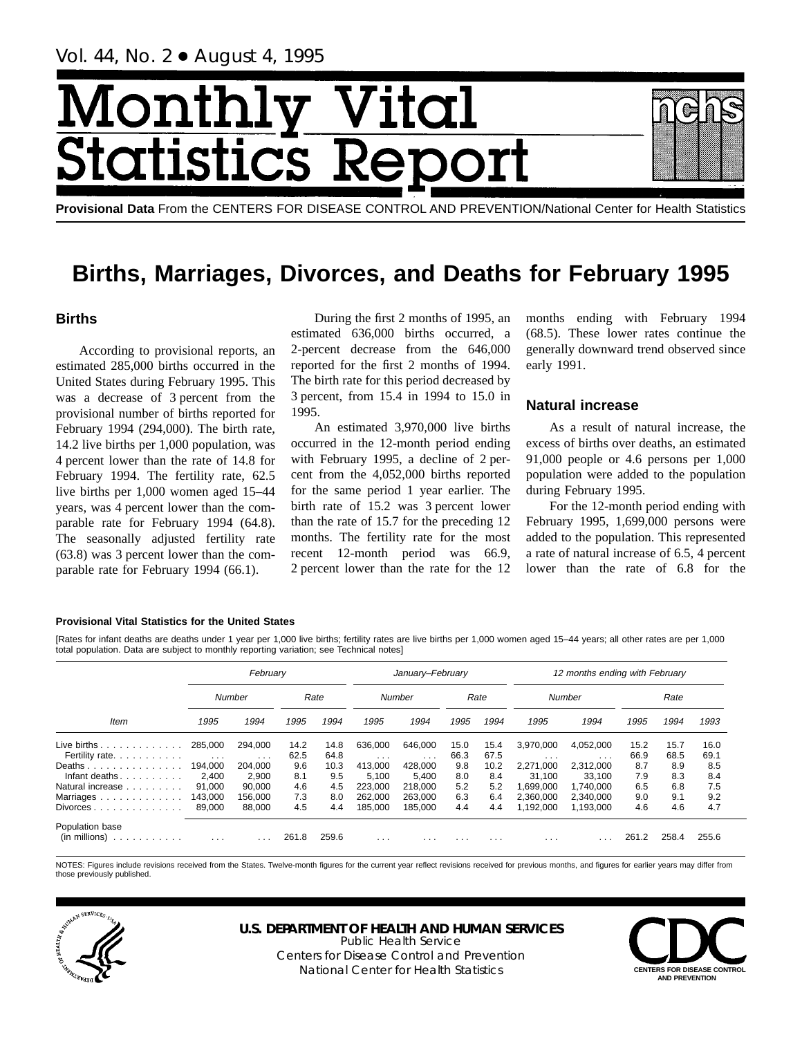Vol. 44, No. 2 • August 4, 1995

# Monthly Vital Statistics Report

**Provisional Data** From the CENTERS FOR DISEASE CONTROL AND PREVENTION/National Center for Health Statistics

# Births, Marriages, Divorces, and Deaths for February 1995

## Births

According to provisional reports, an estimated 285,000 births occurred in the United States during February 1995. This was a decrease of 3 percent from the provisional number of births reported for February 1994 (294,000). The birth rate, 14.2 live births per 1,000 population, was 4 percent lower than the rate of 14.8 for February 1994. The fertility rate, 62.5 live births per 1,000 women aged 15–44 years, was 4 percent lower than the comparable rate for February 1994 (64.8). The seasonally adjusted fertility rate (63.8) was 3 percent lower than the comparable rate for February 1994 (66.1).

During the first 2 months of 1995, an estimated 636,000 births occurred, a 2-percent decrease from the 646,000 reported for the first 2 months of 1994. The birth rate for this period decreased by 3 percent, from 15.4 in 1994 to 15.0 in 1995.

An estimated 3,970,000 live births occurred in the 12-month period ending with February 1995, a decline of 2 percent from the 4,052,000 births reported for the same period 1 year earlier. The birth rate of 15.2 was 3 percent lower than the rate of 15.7 for the preceding 12 months. The fertility rate for the most recent 12-month period was 66.9, 2 percent lower than the rate for the 12 months ending with February 1994 (68.5). These lower rates continue the generally downward trend observed since early 1991.

## Natural increase

As a result of natural increase, the excess of births over deaths, an estimated 91,000 people or 4.6 persons per 1,000 population were added to the population during February 1995.

For the 12-month period ending with February 1995, 1,699,000 persons were added to the population. This represented a rate of natural increase of 6.5, 4 percent lower than the rate of 6.8 for the

**Provisional Vital Statistics for the United States**

[Rates for infant deaths are deaths under 1 year per 1,000 live births; fertility rates are live births per 1,000 women aged 15–44 years; all other rates are per 1,000 total population. Data are subject to monthly reporting variation; see Technical notes]

| Item | February | | | | January–February | | | | 12 months ending with February | | | | |
|---|---|---|---|---|---|---|---|---|---|---|---|---|---|
| | Number | | Rate | | Number | | Rate | | Number | | Rate | | |
| | 1995 | 1994 | 1995 | 1994 | 1995 | 1994 | 1995 | 1994 | 1995 | 1994 | 1995 | 1994 | 1993 |
| Live births | 285,000 | 294,000 | 14.2 | 14.8 | 636,000 | 646,000 | 15.0 | 15.4 | 3,970,000 | 4,052,000 | 15.2 | 15.7 | 16.0 |
| Fertility rate | . . . | . . . | 62.5 | 64.8 | . . . | . . . | 66.3 | 67.5 | . . . | . . . | 66.9 | 68.5 | 69.1 |
| Deaths | 194,000 | 204,000 | 9.6 | 10.3 | 413,000 | 428,000 | 9.8 | 10.2 | 2,271,000 | 2,312,000 | 8.7 | 8.9 | 8.5 |
| Infant deaths | 2,400 | 2,900 | 8.1 | 9.5 | 5,100 | 5,400 | 8.0 | 8.4 | 31,100 | 33,100 | 7.9 | 8.3 | 8.4 |
| Natural increase | 91,000 | 90,000 | 4.6 | 4.5 | 223,000 | 218,000 | 5.2 | 5.2 | 1,699,000 | 1,740,000 | 6.5 | 6.8 | 7.5 |
| Marriages | 143,000 | 156,000 | 7.3 | 8.0 | 262,000 | 263,000 | 6.3 | 6.4 | 2,360,000 | 2,340,000 | 9.0 | 9.1 | 9.2 |
| Divorces | 89,000 | 88,000 | 4.5 | 4.4 | 185,000 | 185,000 | 4.4 | 4.4 | 1,192,000 | 1,193,000 | 4.6 | 4.6 | 4.7 |
| Population base (in millions) | . . . | . . . | 261.8 | 259.6 | . . . | . . . | . . . | . . . | . . . | . . . | 261.2 | 258.4 | 255.6 |

NOTES: Figures include revisions received from the States. Twelve-month figures for the current year reflect revisions received for previous months, and figures for earlier years may differ from those previously published.

**U.S. DEPARTMENT OF HEALTH AND HUMAN SERVICES**
Public Health Service
Centers for Disease Control and Prevention
National Center for Health Statistics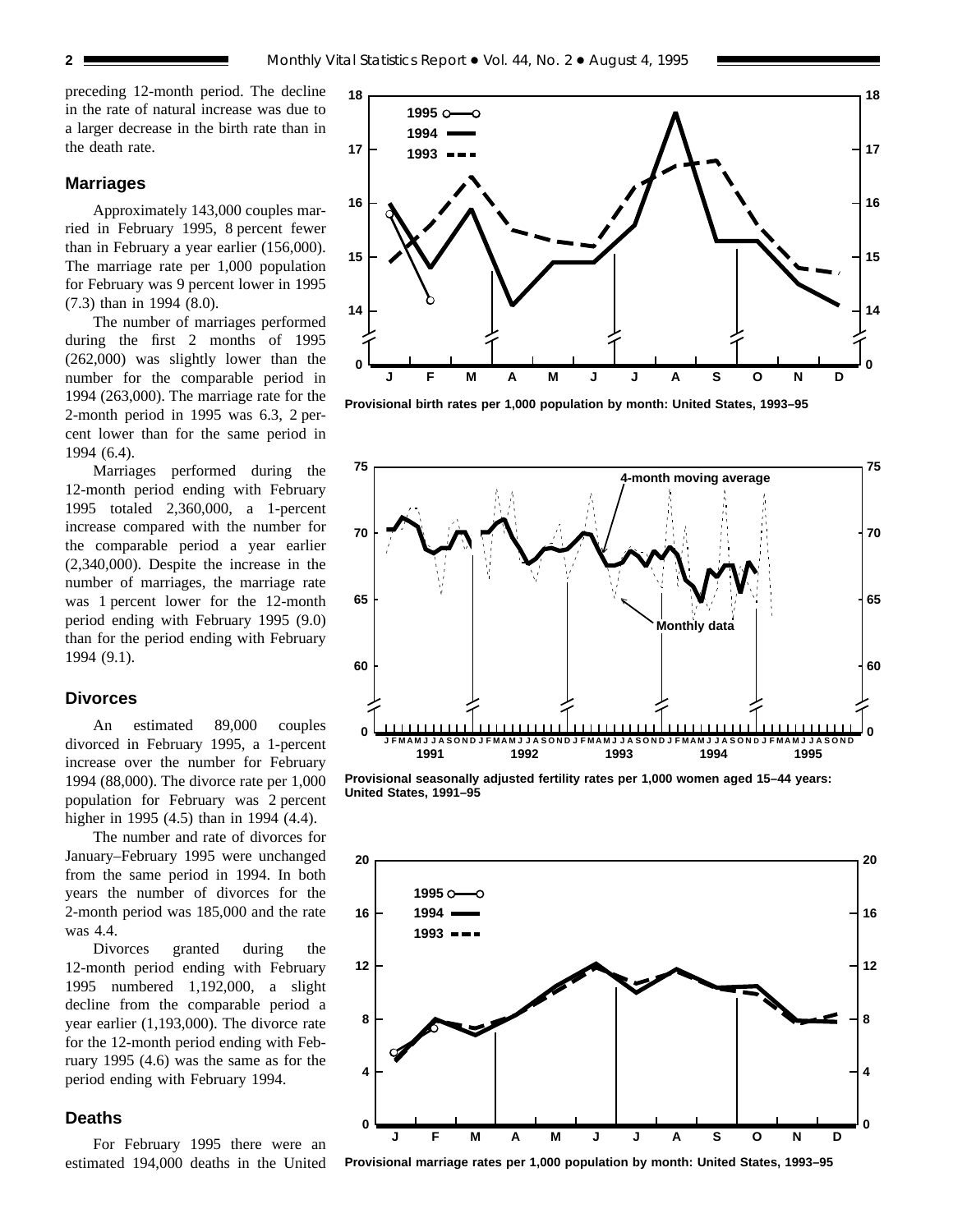preceding 12-month period. The decline in the rate of natural increase was due to a larger decrease in the birth rate than in the death rate.

## Marriages

Approximately 143,000 couples married in February 1995, 8 percent fewer than in February a year earlier (156,000). The marriage rate per 1,000 population for February was 9 percent lower in 1995 (7.3) than in 1994 (8.0).

The number of marriages performed during the first 2 months of 1995 (262,000) was slightly lower than the number for the comparable period in 1994 (263,000). The marriage rate for the 2-month period in 1995 was 6.3, 2 percent lower than for the same period in 1994 (6.4).

Marriages performed during the 12-month period ending with February 1995 totaled 2,360,000, a 1-percent increase compared with the number for the comparable period a year earlier (2,340,000). Despite the increase in the number of marriages, the marriage rate was 1 percent lower for the 12-month period ending with February 1995 (9.0) than for the period ending with February 1994 (9.1).

## Divorces

An estimated 89,000 couples divorced in February 1995, a 1-percent increase over the number for February 1994 (88,000). The divorce rate per 1,000 population for February was 2 percent higher in 1995 (4.5) than in 1994 (4.4).

The number and rate of divorces for January–February 1995 were unchanged from the same period in 1994. In both years the number of divorces for the 2-month period was 185,000 and the rate was 4.4.

Divorces granted during the 12-month period ending with February 1995 numbered 1,192,000, a slight decline from the comparable period a year earlier (1,193,000). The divorce rate for the 12-month period ending with February 1995 (4.6) was the same as for the period ending with February 1994.

## Deaths

For February 1995 there were an estimated 194,000 deaths in the United

Provisional birth rates per 1,000 population by month: United States, 1993–95

Provisional seasonally adjusted fertility rates per 1,000 women aged 15–44 years: United States, 1991–95

Provisional marriage rates per 1,000 population by month: United States, 1993–95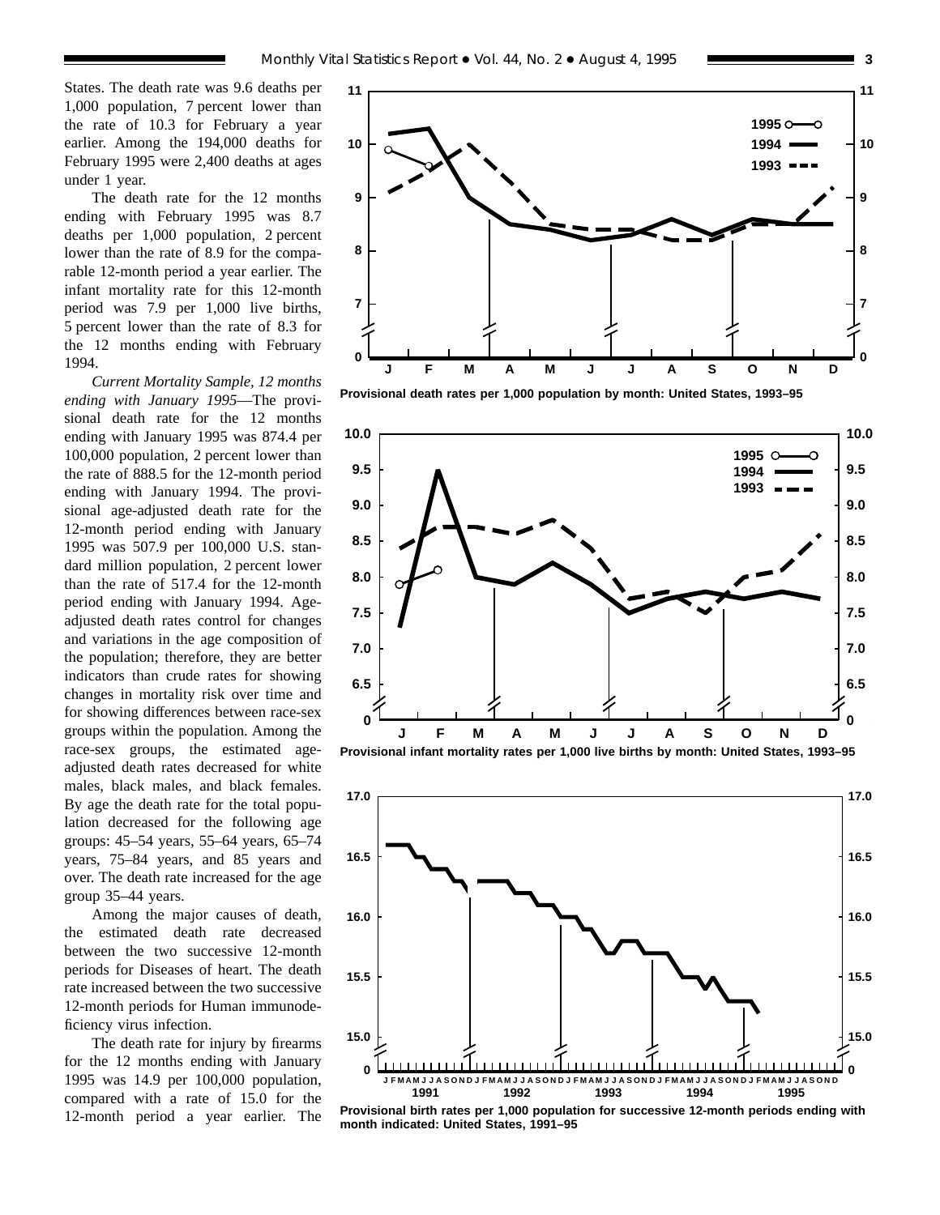States. The death rate was 9.6 deaths per 1,000 population, 7 percent lower than the rate of 10.3 for February a year earlier. Among the 194,000 deaths for February 1995 were 2,400 deaths at ages under 1 year.

The death rate for the 12 months ending with February 1995 was 8.7 deaths per 1,000 population, 2 percent lower than the rate of 8.9 for the comparable 12-month period a year earlier. The infant mortality rate for this 12-month period was 7.9 per 1,000 live births, 5 percent lower than the rate of 8.3 for the 12 months ending with February 1994.

*Current Mortality Sample, 12 months ending with January 1995*—The provisional death rate for the 12 months ending with January 1995 was 874.4 per 100,000 population, 2 percent lower than the rate of 888.5 for the 12-month period ending with January 1994. The provisional age-adjusted death rate for the 12-month period ending with January 1995 was 507.9 per 100,000 U.S. standard million population, 2 percent lower than the rate of 517.4 for the 12-month period ending with January 1994. Age-adjusted death rates control for changes and variations in the age composition of the population; therefore, they are better indicators than crude rates for showing changes in mortality risk over time and for showing differences between race-sex groups within the population. Among the race-sex groups, the estimated age-adjusted death rates decreased for white males, black males, and black females. By age the death rate for the total population decreased for the following age groups: 45–54 years, 55–64 years, 65–74 years, 75–84 years, and 85 years and over. The death rate increased for the age group 35–44 years.

Among the major causes of death, the estimated death rate decreased between the two successive 12-month periods for Diseases of heart. The death rate increased between the two successive 12-month periods for Human immunodeficiency virus infection.

The death rate for injury by firearms for the 12 months ending with January 1995 was 14.9 per 100,000 population, compared with a rate of 15.0 for the 12-month period a year earlier. The

**Provisional death rates per 1,000 population by month: United States, 1993–95**

**Provisional infant mortality rates per 1,000 live births by month: United States, 1993–95**

**Provisional birth rates per 1,000 population for successive 12-month periods ending with month indicated: United States, 1991–95**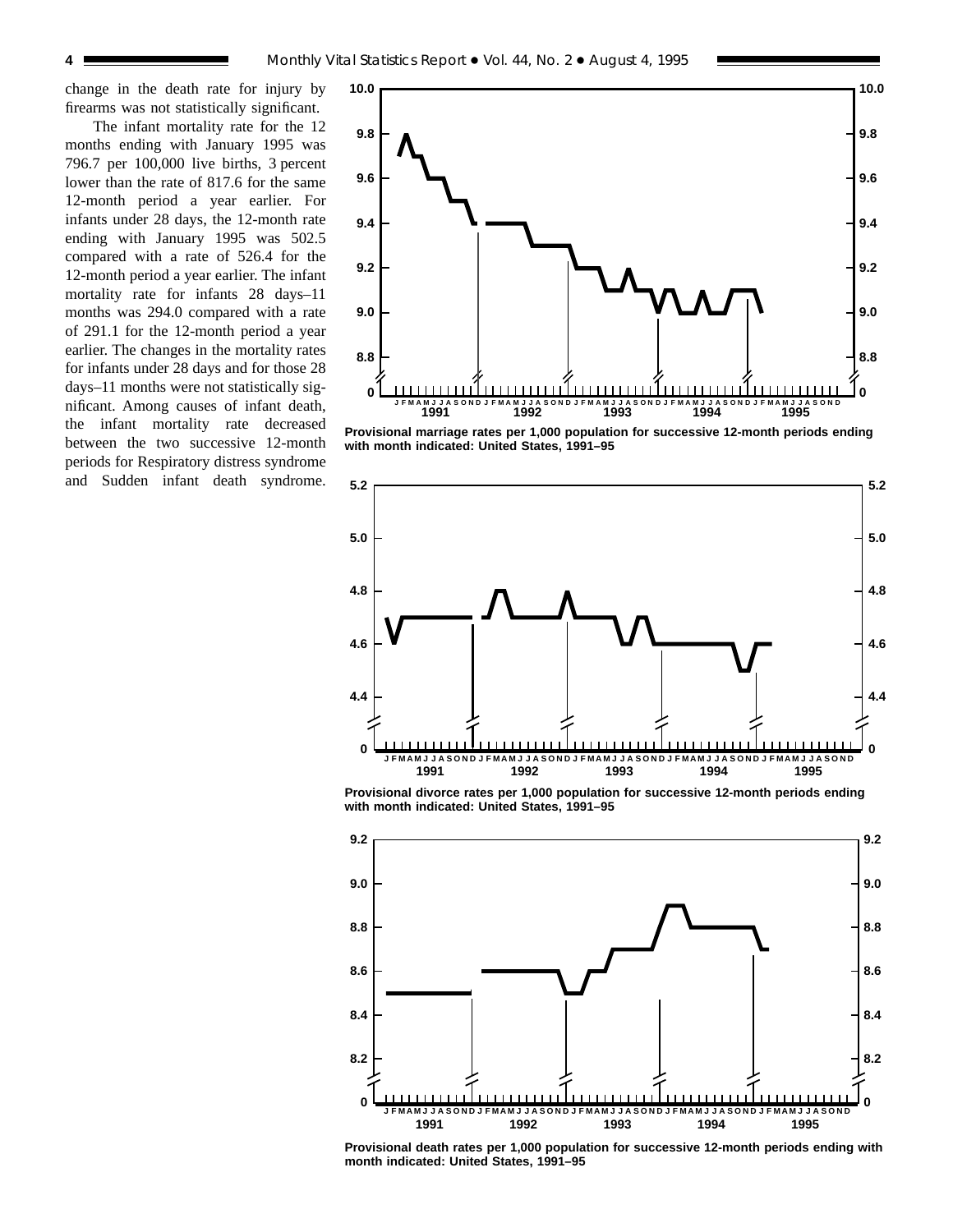change in the death rate for injury by firearms was not statistically significant.

The infant mortality rate for the 12 months ending with January 1995 was 796.7 per 100,000 live births, 3 percent lower than the rate of 817.6 for the same 12-month period a year earlier. For infants under 28 days, the 12-month rate ending with January 1995 was 502.5 compared with a rate of 526.4 for the 12-month period a year earlier. The infant mortality rate for infants 28 days–11 months was 294.0 compared with a rate of 291.1 for the 12-month period a year earlier. The changes in the mortality rates for infants under 28 days and for those 28 days–11 months were not statistically significant. Among causes of infant death, the infant mortality rate decreased between the two successive 12-month periods for Respiratory distress syndrome and Sudden infant death syndrome.

**Provisional marriage rates per 1,000 population for successive 12-month periods ending with month indicated: United States, 1991–95**

**Provisional divorce rates per 1,000 population for successive 12-month periods ending with month indicated: United States, 1991–95**

**Provisional death rates per 1,000 population for successive 12-month periods ending with month indicated: United States, 1991–95**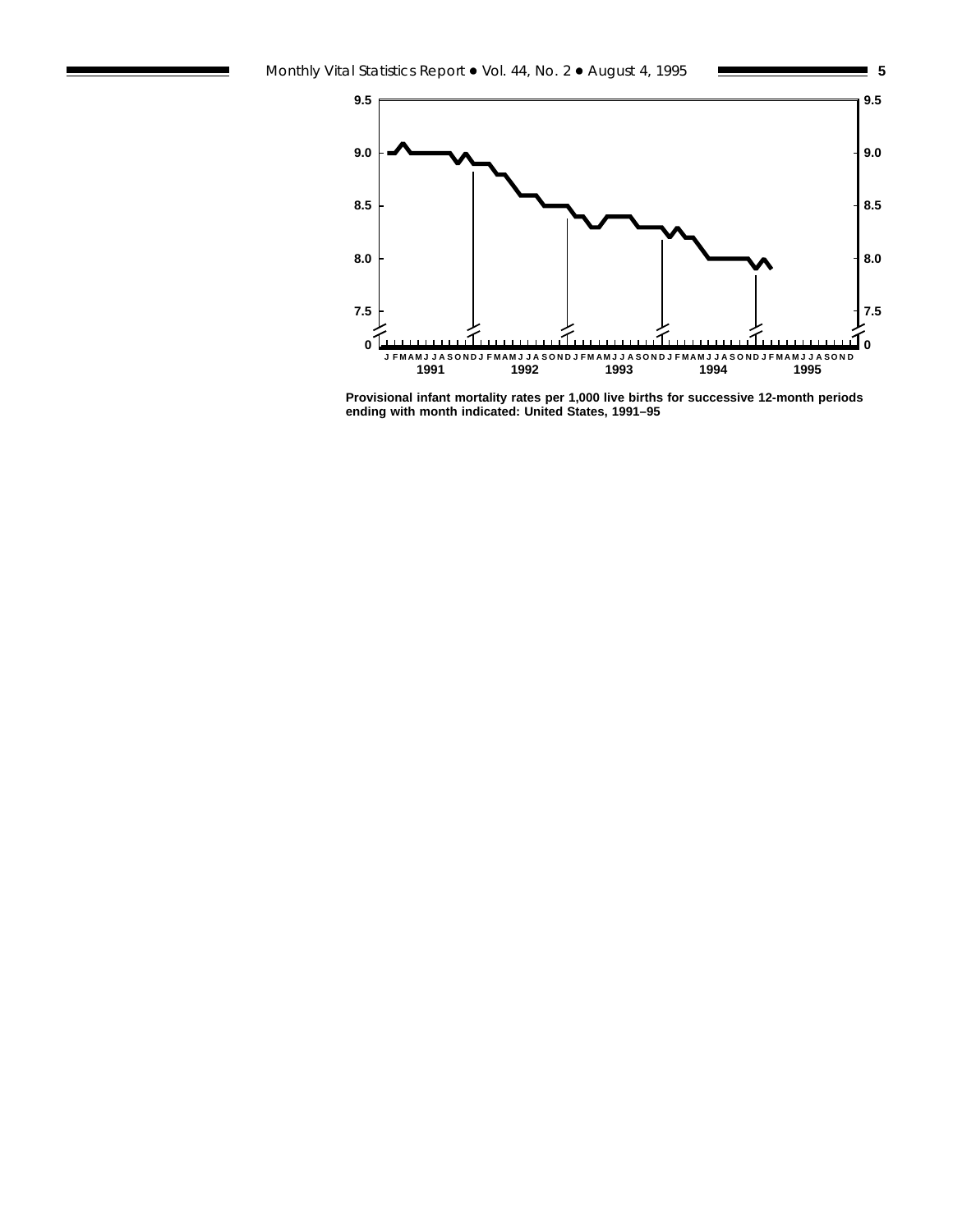Provisional infant mortality rates per 1,000 live births for successive 12-month periods ending with month indicated: United States, 1991–95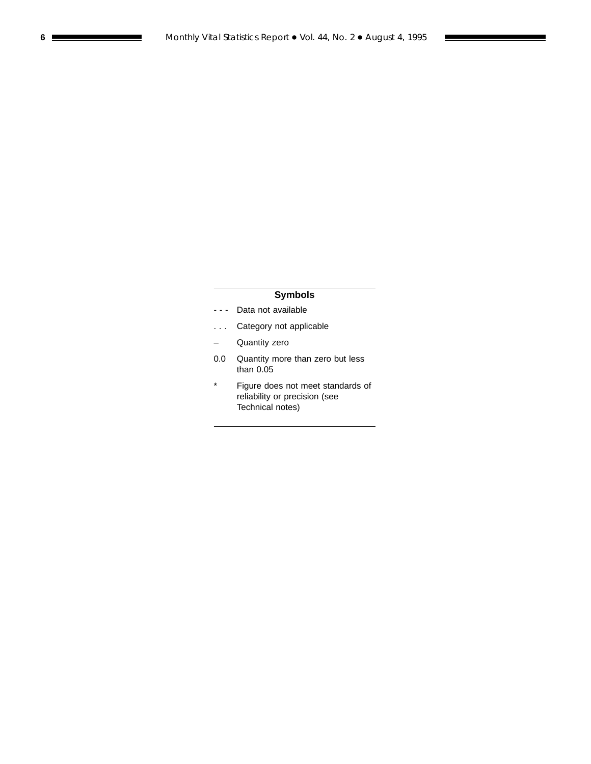## Symbols

| | |
|---|---|
| - - - | Data not available |
| . . . | Category not applicable |
| – | Quantity zero |
| 0.0 | Quantity more than zero but less than 0.05 |
| * | Figure does not meet standards of reliability or precision (see Technical notes) |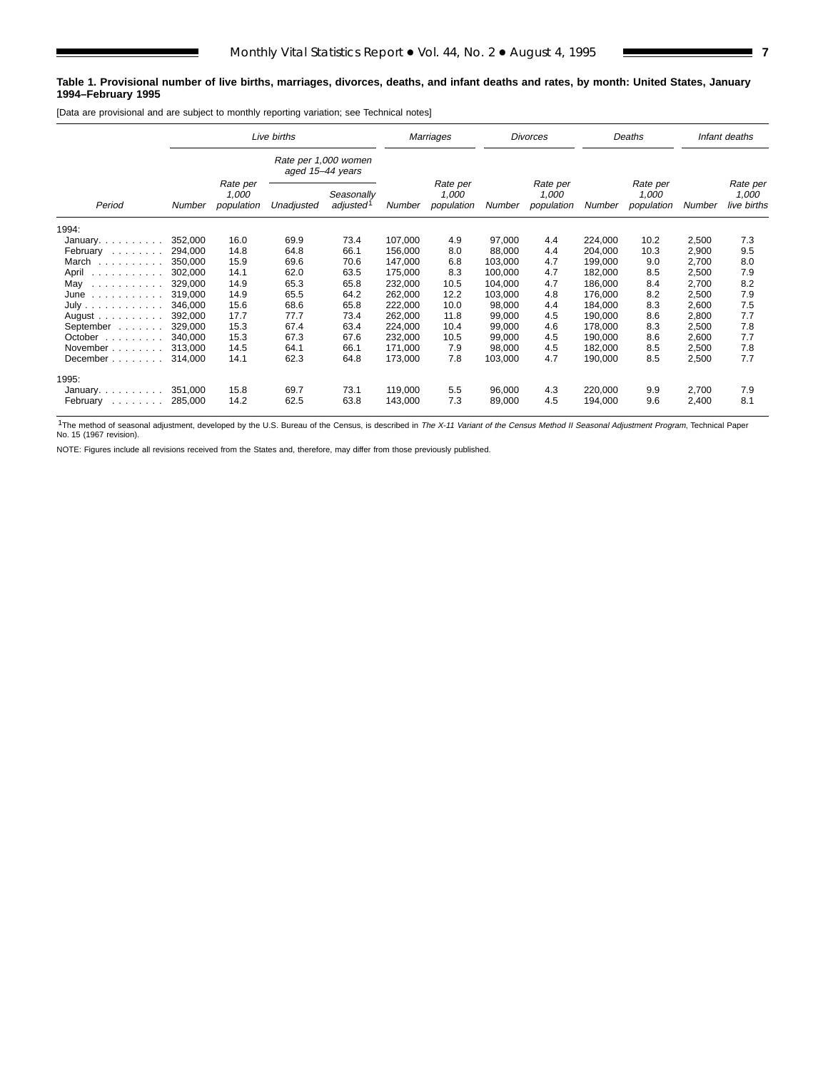**Table 1. Provisional number of live births, marriages, divorces, deaths, and infant deaths and rates, by month: United States, January 1994–February 1995**

[Data are provisional and are subject to monthly reporting variation; see Technical notes]

| Period | Live births | | | | Marriages | | Divorces | | Deaths | | Infant deaths | |
|---|---|---|---|---|---|---|---|---|---|---|---|---|
| | | | Rate per 1,000 women aged 15–44 years | | | | | | | | | |
| | Number | Rate per 1,000 population | Unadjusted | Seasonally adjusted[1] | Number | Rate per 1,000 population | Number | Rate per 1,000 population | Number | Rate per 1,000 population | Number | Rate per 1,000 live births |
| 1994: | | | | | | | | | | | | |
| January | 352,000 | 16.0 | 69.9 | 73.4 | 107,000 | 4.9 | 97,000 | 4.4 | 224,000 | 10.2 | 2,500 | 7.3 |
| February | 294,000 | 14.8 | 64.8 | 66.1 | 156,000 | 8.0 | 88,000 | 4.4 | 204,000 | 10.3 | 2,900 | 9.5 |
| March | 350,000 | 15.9 | 69.6 | 70.6 | 147,000 | 6.8 | 103,000 | 4.7 | 199,000 | 9.0 | 2,700 | 8.0 |
| April | 302,000 | 14.1 | 62.0 | 63.5 | 175,000 | 8.3 | 100,000 | 4.7 | 182,000 | 8.5 | 2,500 | 7.9 |
| May | 329,000 | 14.9 | 65.3 | 65.8 | 232,000 | 10.5 | 104,000 | 4.7 | 186,000 | 8.4 | 2,700 | 8.2 |
| June | 319,000 | 14.9 | 65.5 | 64.2 | 262,000 | 12.2 | 103,000 | 4.8 | 176,000 | 8.2 | 2,500 | 7.9 |
| July | 346,000 | 15.6 | 68.6 | 65.8 | 222,000 | 10.0 | 98,000 | 4.4 | 184,000 | 8.3 | 2,600 | 7.5 |
| August | 392,000 | 17.7 | 77.7 | 73.4 | 262,000 | 11.8 | 99,000 | 4.5 | 190,000 | 8.6 | 2,800 | 7.7 |
| September | 329,000 | 15.3 | 67.4 | 63.4 | 224,000 | 10.4 | 99,000 | 4.6 | 178,000 | 8.3 | 2,500 | 7.8 |
| October | 340,000 | 15.3 | 67.3 | 67.6 | 232,000 | 10.5 | 99,000 | 4.5 | 190,000 | 8.6 | 2,600 | 7.7 |
| November | 313,000 | 14.5 | 64.1 | 66.1 | 171,000 | 7.9 | 98,000 | 4.5 | 182,000 | 8.5 | 2,500 | 7.8 |
| December | 314,000 | 14.1 | 62.3 | 64.8 | 173,000 | 7.8 | 103,000 | 4.7 | 190,000 | 8.5 | 2,500 | 7.7 |
| 1995: | | | | | | | | | | | | |
| January | 351,000 | 15.8 | 69.7 | 73.1 | 119,000 | 5.5 | 96,000 | 4.3 | 220,000 | 9.9 | 2,700 | 7.9 |
| February | 285,000 | 14.2 | 62.5 | 63.8 | 143,000 | 7.3 | 89,000 | 4.5 | 194,000 | 9.6 | 2,400 | 8.1 |

[1]The method of seasonal adjustment, developed by the U.S. Bureau of the Census, is described in *The X-11 Variant of the Census Method II Seasonal Adjustment Program*, Technical Paper No. 15 (1967 revision).

NOTE: Figures include all revisions received from the States and, therefore, may differ from those previously published.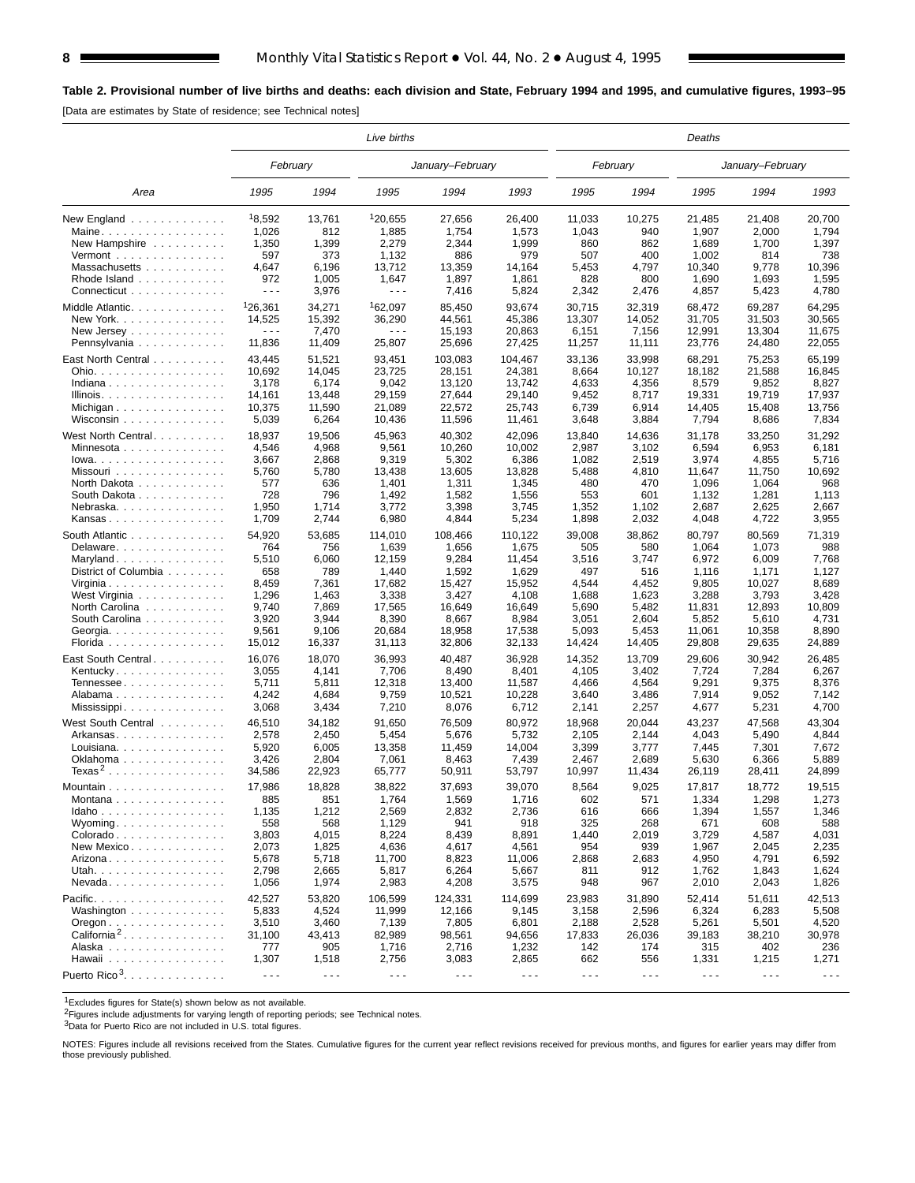**Table 2. Provisional number of live births and deaths: each division and State, February 1994 and 1995, and cumulative figures, 1993–95**

[Data are estimates by State of residence; see Technical notes]

| Area | Live births | | | | | Deaths | | | | |
|---|---|---|---|---|---|---|---|---|---|---|
| | February | | January–February | | | February | | January–February | | |
| | 1995 | 1994 | 1995 | 1994 | 1993 | 1995 | 1994 | 1995 | 1994 | 1993 |
| New England | [1]8,592 | 13,761 | [1]20,655 | 27,656 | 26,400 | 11,033 | 10,275 | 21,485 | 21,408 | 20,700 |
| Maine | 1,026 | 812 | 1,885 | 1,754 | 1,573 | 1,043 | 940 | 1,907 | 2,000 | 1,794 |
| New Hampshire | 1,350 | 1,399 | 2,279 | 2,344 | 1,999 | 860 | 862 | 1,689 | 1,700 | 1,397 |
| Vermont | 597 | 373 | 1,132 | 886 | 979 | 507 | 400 | 1,002 | 814 | 738 |
| Massachusetts | 4,647 | 6,196 | 13,712 | 13,359 | 14,164 | 5,453 | 4,797 | 10,340 | 9,778 | 10,396 |
| Rhode Island | 972 | 1,005 | 1,647 | 1,897 | 1,861 | 828 | 800 | 1,690 | 1,693 | 1,595 |
| Connecticut | - - - | 3,976 | - - - | 7,416 | 5,824 | 2,342 | 2,476 | 4,857 | 5,423 | 4,780 |
| Middle Atlantic | [1]26,361 | 34,271 | [1]62,097 | 85,450 | 93,674 | 30,715 | 32,319 | 68,472 | 69,287 | 64,295 |
| New York | 14,525 | 15,392 | 36,290 | 44,561 | 45,386 | 13,307 | 14,052 | 31,705 | 31,503 | 30,565 |
| New Jersey | - - - | 7,470 | - - - | 15,193 | 20,863 | 6,151 | 7,156 | 12,991 | 13,304 | 11,675 |
| Pennsylvania | 11,836 | 11,409 | 25,807 | 25,696 | 27,425 | 11,257 | 11,111 | 23,776 | 24,480 | 22,055 |
| East North Central | 43,445 | 51,521 | 93,451 | 103,083 | 104,467 | 33,136 | 33,998 | 68,291 | 75,253 | 65,199 |
| Ohio | 10,692 | 14,045 | 23,725 | 28,151 | 24,381 | 8,664 | 10,127 | 18,182 | 21,588 | 16,845 |
| Indiana | 3,178 | 6,174 | 9,042 | 13,120 | 13,742 | 4,633 | 4,356 | 8,579 | 9,852 | 8,827 |
| Illinois | 14,161 | 13,448 | 29,159 | 27,644 | 29,140 | 9,452 | 8,717 | 19,331 | 19,719 | 17,937 |
| Michigan | 10,375 | 11,590 | 21,089 | 22,572 | 25,743 | 6,739 | 6,914 | 14,405 | 15,408 | 13,756 |
| Wisconsin | 5,039 | 6,264 | 10,436 | 11,596 | 11,461 | 3,648 | 3,884 | 7,794 | 8,686 | 7,834 |
| West North Central | 18,937 | 19,506 | 45,963 | 40,302 | 42,096 | 13,840 | 14,636 | 31,178 | 33,250 | 31,292 |
| Minnesota | 4,546 | 4,968 | 9,561 | 10,260 | 10,002 | 2,987 | 3,102 | 6,594 | 6,953 | 6,181 |
| Iowa | 3,667 | 2,868 | 9,319 | 5,302 | 6,386 | 1,082 | 2,519 | 3,974 | 4,855 | 5,716 |
| Missouri | 5,760 | 5,780 | 13,438 | 13,605 | 13,828 | 5,488 | 4,810 | 11,647 | 11,750 | 10,692 |
| North Dakota | 577 | 636 | 1,401 | 1,311 | 1,345 | 480 | 470 | 1,096 | 1,064 | 968 |
| South Dakota | 728 | 796 | 1,492 | 1,582 | 1,556 | 553 | 601 | 1,132 | 1,281 | 1,113 |
| Nebraska | 1,950 | 1,714 | 3,772 | 3,398 | 3,745 | 1,352 | 1,102 | 2,687 | 2,625 | 2,667 |
| Kansas | 1,709 | 2,744 | 6,980 | 4,844 | 5,234 | 1,898 | 2,032 | 4,048 | 4,722 | 3,955 |
| South Atlantic | 54,920 | 53,685 | 114,010 | 108,466 | 110,122 | 39,008 | 38,862 | 80,797 | 80,569 | 71,319 |
| Delaware | 764 | 756 | 1,639 | 1,656 | 1,675 | 505 | 580 | 1,064 | 1,073 | 988 |
| Maryland | 5,510 | 6,060 | 12,159 | 9,284 | 11,454 | 3,516 | 3,747 | 6,972 | 6,009 | 7,768 |
| District of Columbia | 658 | 789 | 1,440 | 1,592 | 1,629 | 497 | 516 | 1,116 | 1,171 | 1,127 |
| Virginia | 8,459 | 7,361 | 17,682 | 15,427 | 15,952 | 4,544 | 4,452 | 9,805 | 10,027 | 8,689 |
| West Virginia | 1,296 | 1,463 | 3,338 | 3,427 | 4,108 | 1,688 | 1,623 | 3,288 | 3,793 | 3,428 |
| North Carolina | 9,740 | 7,869 | 17,565 | 16,649 | 16,649 | 5,690 | 5,482 | 11,831 | 12,893 | 10,809 |
| South Carolina | 3,920 | 3,944 | 8,390 | 8,667 | 8,984 | 3,051 | 2,604 | 5,852 | 5,610 | 4,731 |
| Georgia | 9,561 | 9,106 | 20,684 | 18,958 | 17,538 | 5,093 | 5,453 | 11,061 | 10,358 | 8,890 |
| Florida | 15,012 | 16,337 | 31,113 | 32,806 | 32,133 | 14,424 | 14,405 | 29,808 | 29,635 | 24,889 |
| East South Central | 16,076 | 18,070 | 36,993 | 40,487 | 36,928 | 14,352 | 13,709 | 29,606 | 30,942 | 26,485 |
| Kentucky | 3,055 | 4,141 | 7,706 | 8,490 | 8,401 | 4,105 | 3,402 | 7,724 | 7,284 | 6,267 |
| Tennessee | 5,711 | 5,811 | 12,318 | 13,400 | 11,587 | 4,466 | 4,564 | 9,291 | 9,375 | 8,376 |
| Alabama | 4,242 | 4,684 | 9,759 | 10,521 | 10,228 | 3,640 | 3,486 | 7,914 | 9,052 | 7,142 |
| Mississippi | 3,068 | 3,434 | 7,210 | 8,076 | 6,712 | 2,141 | 2,257 | 4,677 | 5,231 | 4,700 |
| West South Central | 46,510 | 34,182 | 91,650 | 76,509 | 80,972 | 18,968 | 20,044 | 43,237 | 47,568 | 43,304 |
| Arkansas | 2,578 | 2,450 | 5,454 | 5,676 | 5,732 | 2,105 | 2,144 | 4,043 | 5,490 | 4,844 |
| Louisiana | 5,920 | 6,005 | 13,358 | 11,459 | 14,004 | 3,399 | 3,777 | 7,445 | 7,301 | 7,672 |
| Oklahoma | 3,426 | 2,804 | 7,061 | 8,463 | 7,439 | 2,467 | 2,689 | 5,630 | 6,366 | 5,889 |
| Texas[2] | 34,586 | 22,923 | 65,777 | 50,911 | 53,797 | 10,997 | 11,434 | 26,119 | 28,411 | 24,899 |
| Mountain | 17,986 | 18,828 | 38,822 | 37,693 | 39,070 | 8,564 | 9,025 | 17,817 | 18,772 | 19,515 |
| Montana | 885 | 851 | 1,764 | 1,569 | 1,716 | 602 | 571 | 1,334 | 1,298 | 1,273 |
| Idaho | 1,135 | 1,212 | 2,569 | 2,832 | 2,736 | 616 | 666 | 1,394 | 1,557 | 1,346 |
| Wyoming | 558 | 568 | 1,129 | 941 | 918 | 325 | 268 | 671 | 608 | 588 |
| Colorado | 3,803 | 4,015 | 8,224 | 8,439 | 8,891 | 1,440 | 2,019 | 3,729 | 4,587 | 4,031 |
| New Mexico | 2,073 | 1,825 | 4,636 | 4,617 | 4,561 | 954 | 939 | 1,967 | 2,045 | 2,235 |
| Arizona | 5,678 | 5,718 | 11,700 | 8,823 | 11,006 | 2,868 | 2,683 | 4,950 | 4,791 | 6,592 |
| Utah | 2,798 | 2,665 | 5,817 | 6,264 | 5,667 | 811 | 912 | 1,762 | 1,843 | 1,624 |
| Nevada | 1,056 | 1,974 | 2,983 | 4,208 | 3,575 | 948 | 967 | 2,010 | 2,043 | 1,826 |
| Pacific | 42,527 | 53,820 | 106,599 | 124,331 | 114,699 | 23,983 | 31,890 | 52,414 | 51,611 | 42,513 |
| Washington | 5,833 | 4,524 | 11,999 | 12,166 | 9,145 | 3,158 | 2,596 | 6,324 | 6,283 | 5,508 |
| Oregon | 3,510 | 3,460 | 7,139 | 7,805 | 6,801 | 2,188 | 2,528 | 5,261 | 5,501 | 4,520 |
| California[2] | 31,100 | 43,413 | 82,989 | 98,561 | 94,656 | 17,833 | 26,036 | 39,183 | 38,210 | 30,978 |
| Alaska | 777 | 905 | 1,716 | 2,716 | 1,232 | 142 | 174 | 315 | 402 | 236 |
| Hawaii | 1,307 | 1,518 | 2,756 | 3,083 | 2,865 | 662 | 556 | 1,331 | 1,215 | 1,271 |
| Puerto Rico[3] | - - - | - - - | - - - | - - - | - - - | - - - | - - - | - - - | - - - | - - - |

[1]Excludes figures for State(s) shown below as not available.

[2]Figures include adjustments for varying length of reporting periods; see Technical notes.

[3]Data for Puerto Rico are not included in U.S. total figures.

NOTES: Figures include all revisions received from the States. Cumulative figures for the current year reflect revisions received for previous months, and figures for earlier years may differ from those previously published.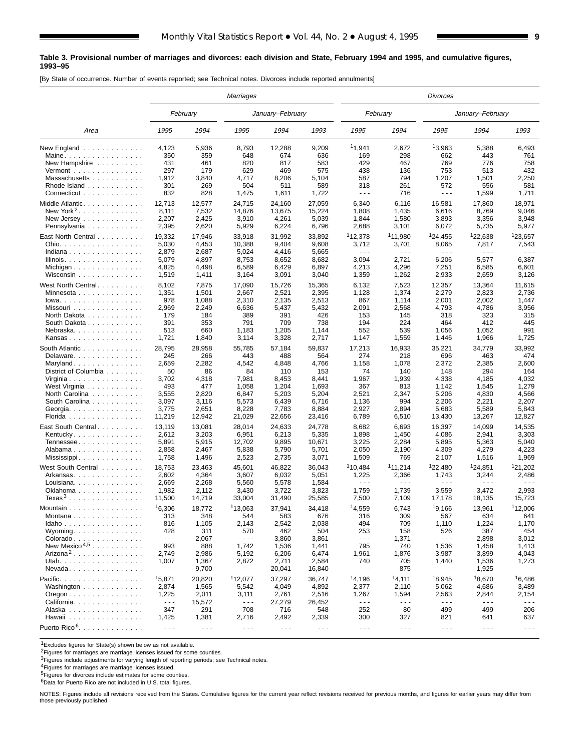**Table 3. Provisional number of marriages and divorces: each division and State, February 1994 and 1995, and cumulative figures, 1993–95**

[By State of occurrence. Number of events reported; see Technical notes. Divorces include reported annulments]

| Area | Marriages | | | | | Divorces | | | | |
|---|---|---|---|---|---|---|---|---|---|---|
| | February | | January–February | | | February | | January–February | | |
| | 1995 | 1994 | 1995 | 1994 | 1993 | 1995 | 1994 | 1995 | 1994 | 1993 |
| New England | 4,123 | 5,936 | 8,793 | 12,288 | 9,209 | [1]1,941 | 2,672 | [1]3,963 | 5,388 | 6,493 |
| Maine | 350 | 359 | 648 | 674 | 636 | 169 | 298 | 662 | 443 | 761 |
| New Hampshire | 431 | 461 | 820 | 817 | 583 | 429 | 467 | 769 | 776 | 758 |
| Vermont | 297 | 179 | 629 | 469 | 575 | 438 | 136 | 753 | 513 | 432 |
| Massachusetts | 1,912 | 3,840 | 4,717 | 8,206 | 5,104 | 587 | 794 | 1,207 | 1,501 | 2,250 |
| Rhode Island | 301 | 269 | 504 | 511 | 589 | 318 | 261 | 572 | 556 | 581 |
| Connecticut | 832 | 828 | 1,475 | 1,611 | 1,722 | - - - | 716 | - - - | 1,599 | 1,711 |
| Middle Atlantic | 12,713 | 12,577 | 24,715 | 24,160 | 27,059 | 6,340 | 6,116 | 16,581 | 17,860 | 18,971 |
| New York[2] | 8,111 | 7,532 | 14,876 | 13,675 | 15,224 | 1,808 | 1,435 | 6,616 | 8,769 | 9,046 |
| New Jersey | 2,207 | 2,425 | 3,910 | 4,261 | 5,039 | 1,844 | 1,580 | 3,893 | 3,356 | 3,948 |
| Pennsylvania | 2,395 | 2,620 | 5,929 | 6,224 | 6,796 | 2,688 | 3,101 | 6,072 | 5,735 | 5,977 |
| East North Central | 19,332 | 17,946 | 33,918 | 31,992 | 33,892 | [1]12,378 | [1]11,980 | [1]24,455 | [1]22,638 | [1]23,657 |
| Ohio | 5,030 | 4,453 | 10,388 | 9,404 | 9,608 | 3,712 | 3,701 | 8,065 | 7,817 | 7,543 |
| Indiana | 2,879 | 2,687 | 5,024 | 4,416 | 5,665 | - - - | - - - | - - - | - - - | - - - |
| Illinois | 5,079 | 4,897 | 8,753 | 8,652 | 8,682 | 3,094 | 2,721 | 6,206 | 5,577 | 6,387 |
| Michigan | 4,825 | 4,498 | 6,589 | 6,429 | 6,897 | 4,213 | 4,296 | 7,251 | 6,585 | 6,601 |
| Wisconsin | 1,519 | 1,411 | 3,164 | 3,091 | 3,040 | 1,359 | 1,262 | 2,933 | 2,659 | 3,126 |
| West North Central | 8,102 | 7,875 | 17,090 | 15,726 | 15,365 | 6,132 | 7,523 | 12,357 | 13,364 | 11,615 |
| Minnesota | 1,351 | 1,501 | 2,667 | 2,521 | 2,395 | 1,128 | 1,374 | 2,279 | 2,823 | 2,736 |
| Iowa | 978 | 1,088 | 2,310 | 2,135 | 2,513 | 867 | 1,114 | 2,001 | 2,002 | 1,447 |
| Missouri | 2,969 | 2,249 | 6,636 | 5,437 | 5,432 | 2,091 | 2,568 | 4,793 | 4,786 | 3,956 |
| North Dakota | 179 | 184 | 389 | 391 | 426 | 153 | 145 | 318 | 323 | 315 |
| South Dakota | 391 | 353 | 791 | 709 | 738 | 194 | 224 | 464 | 412 | 445 |
| Nebraska | 513 | 660 | 1,183 | 1,205 | 1,144 | 552 | 539 | 1,056 | 1,052 | 991 |
| Kansas | 1,721 | 1,840 | 3,114 | 3,328 | 2,717 | 1,147 | 1,559 | 1,446 | 1,966 | 1,725 |
| South Atlantic | 28,795 | 28,958 | 55,785 | 57,184 | 59,837 | 17,213 | 16,933 | 35,221 | 34,779 | 33,992 |
| Delaware | 245 | 266 | 443 | 488 | 564 | 274 | 218 | 696 | 463 | 474 |
| Maryland | 2,659 | 2,282 | 4,542 | 4,848 | 4,766 | 1,158 | 1,078 | 2,372 | 2,385 | 2,600 |
| District of Columbia | 50 | 86 | 84 | 110 | 153 | 74 | 140 | 148 | 294 | 164 |
| Virginia | 3,702 | 4,318 | 7,981 | 8,453 | 8,441 | 1,967 | 1,939 | 4,338 | 4,185 | 4,032 |
| West Virginia | 493 | 477 | 1,058 | 1,204 | 1,693 | 367 | 813 | 1,142 | 1,545 | 1,279 |
| North Carolina | 3,555 | 2,820 | 6,847 | 5,203 | 5,204 | 2,521 | 2,347 | 5,206 | 4,830 | 4,566 |
| South Carolina | 3,097 | 3,116 | 5,573 | 6,439 | 6,716 | 1,136 | 994 | 2,206 | 2,221 | 2,207 |
| Georgia | 3,775 | 2,651 | 8,228 | 7,783 | 8,884 | 2,927 | 2,894 | 5,683 | 5,589 | 5,843 |
| Florida | 11,219 | 12,942 | 21,029 | 22,656 | 23,416 | 6,789 | 6,510 | 13,430 | 13,267 | 12,827 |
| East South Central | 13,119 | 13,081 | 28,014 | 24,633 | 24,778 | 8,682 | 6,693 | 16,397 | 14,099 | 14,535 |
| Kentucky | 2,612 | 3,203 | 6,951 | 6,213 | 5,335 | 1,898 | 1,450 | 4,086 | 2,941 | 3,303 |
| Tennessee | 5,891 | 5,915 | 12,702 | 9,895 | 10,671 | 3,225 | 2,284 | 5,895 | 5,363 | 5,040 |
| Alabama | 2,858 | 2,467 | 5,838 | 5,790 | 5,701 | 2,050 | 2,190 | 4,309 | 4,279 | 4,223 |
| Mississippi | 1,758 | 1,496 | 2,523 | 2,735 | 3,071 | 1,509 | 769 | 2,107 | 1,516 | 1,969 |
| West South Central | 18,753 | 23,463 | 45,601 | 46,822 | 36,043 | [1]10,484 | [1]11,214 | [1]22,480 | [1]24,851 | [1]21,202 |
| Arkansas | 2,602 | 4,364 | 3,607 | 6,032 | 5,051 | 1,225 | 2,366 | 1,743 | 3,244 | 2,486 |
| Louisiana | 2,669 | 2,268 | 5,560 | 5,578 | 1,584 | - - - | - - - | - - - | - - - | - - - |
| Oklahoma | 1,982 | 2,112 | 3,430 | 3,722 | 3,823 | 1,759 | 1,739 | 3,559 | 3,472 | 2,993 |
| Texas[3] | 11,500 | 14,719 | 33,004 | 31,490 | 25,585 | 7,500 | 7,109 | 17,178 | 18,135 | 15,723 |
| Mountain | [1]6,306 | 18,772 | [1]13,063 | 37,941 | 34,418 | [1]4,559 | 6,743 | [1]9,166 | 13,961 | [1]12,006 |
| Montana | 313 | 348 | 544 | 583 | 676 | 316 | 309 | 567 | 634 | 641 |
| Idaho | 816 | 1,105 | 2,143 | 2,542 | 2,038 | 494 | 709 | 1,110 | 1,224 | 1,170 |
| Wyoming | 428 | 311 | 570 | 462 | 504 | 253 | 158 | 526 | 387 | 454 |
| Colorado | - - - | 2,067 | - - - | 3,860 | 3,861 | - - - | 1,371 | - - - | 2,898 | 3,012 |
| New Mexico[4,5] | 993 | 888 | 1,742 | 1,536 | 1,441 | 795 | 740 | 1,536 | 1,458 | 1,413 |
| Arizona[2] | 2,749 | 2,986 | 5,192 | 6,206 | 6,474 | 1,961 | 1,876 | 3,987 | 3,899 | 4,043 |
| Utah | 1,007 | 1,367 | 2,872 | 2,711 | 2,584 | 740 | 705 | 1,440 | 1,536 | 1,273 |
| Nevada | - - - | 9,700 | - - - | 20,041 | 16,840 | - - - | 875 | - - - | 1,925 | - - - |
| Pacific | [1]5,871 | 20,820 | [1]12,077 | 37,297 | 36,747 | [1]4,196 | [1]4,111 | [1]8,945 | [1]8,670 | [1]6,486 |
| Washington | 2,874 | 1,565 | 5,542 | 4,049 | 4,892 | 2,377 | 2,110 | 5,062 | 4,686 | 3,489 |
| Oregon | 1,225 | 2,011 | 3,111 | 2,761 | 2,516 | 1,267 | 1,594 | 2,563 | 2,844 | 2,154 |
| California | - - - | 15,572 | - - - | 27,279 | 26,452 | - - - | - - - | - - - | - - - | - - - |
| Alaska | 347 | 291 | 708 | 716 | 548 | 252 | 80 | 499 | 499 | 206 |
| Hawaii | 1,425 | 1,381 | 2,716 | 2,492 | 2,339 | 300 | 327 | 821 | 641 | 637 |
| Puerto Rico[6] | - - - | - - - | - - - | - - - | - - - | - - - | - - - | - - - | - - - | - - - |

[1]Excludes figures for State(s) shown below as not available.

[2]Figures for marriages are marriage licenses issued for some counties.

[3]Figures include adjustments for varying length of reporting periods; see Technical notes.

[4]Figures for marriages are marriage licenses issued.

[5]Figures for divorces include estimates for some counties.

[6]Data for Puerto Rico are not included in U.S. total figures.

NOTES: Figures include all revisions received from the States. Cumulative figures for the current year reflect revisions received for previous months, and figures for earlier years may differ from those previously published.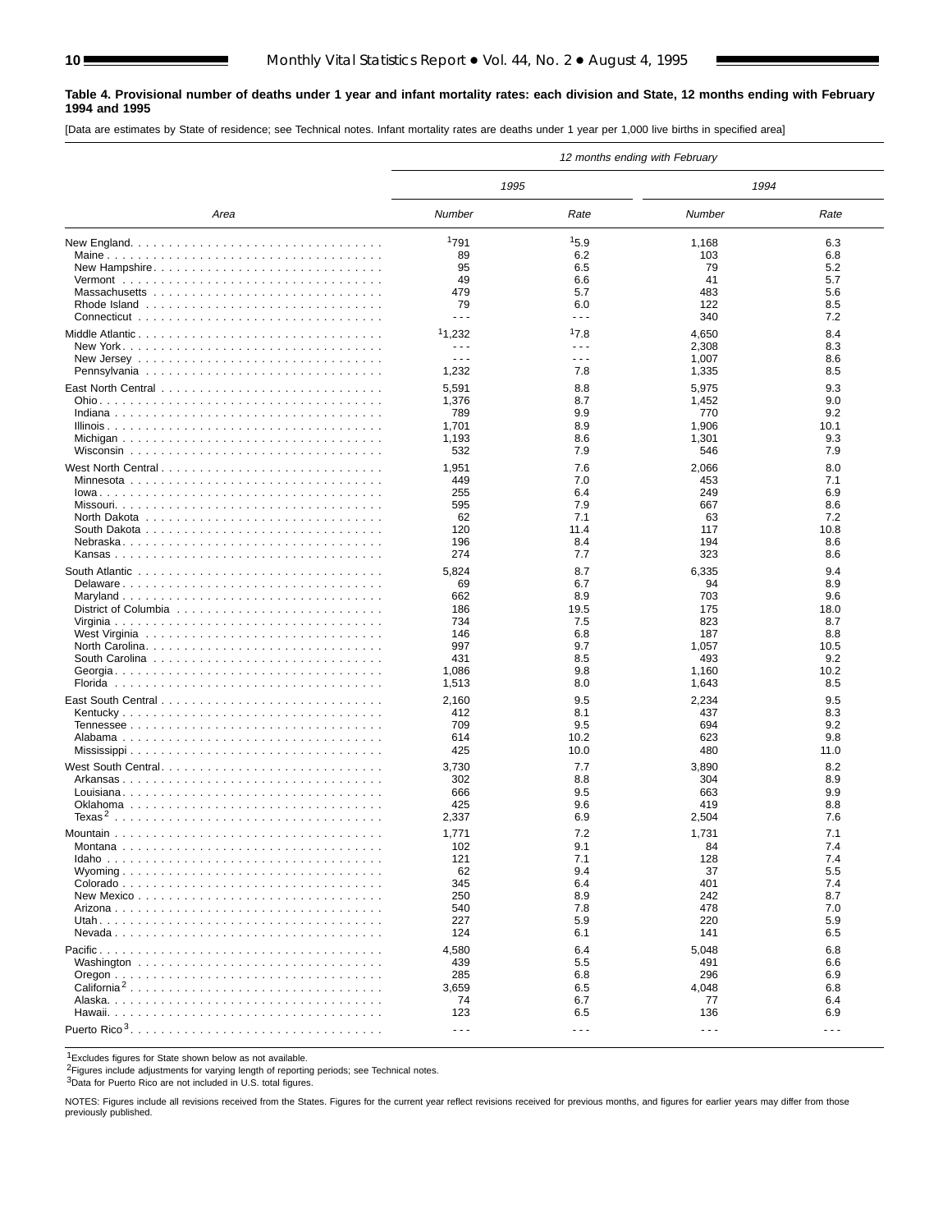**Table 4. Provisional number of deaths under 1 year and infant mortality rates: each division and State, 12 months ending with February 1994 and 1995**

[Data are estimates by State of residence; see Technical notes. Infant mortality rates are deaths under 1 year per 1,000 live births in specified area]

| Area | 12 months ending with February | | | |
|---|---|---|---|---|
| | 1995 | | 1994 | |
| | Number | Rate | Number | Rate |
| New England | [1]791 | [1]5.9 | 1,168 | 6.3 |
| Maine | 89 | 6.2 | 103 | 6.8 |
| New Hampshire | 95 | 6.5 | 79 | 5.2 |
| Vermont | 49 | 6.6 | 41 | 5.7 |
| Massachusetts | 479 | 5.7 | 483 | 5.6 |
| Rhode Island | 79 | 6.0 | 122 | 8.5 |
| Connecticut | - - - | - - - | 340 | 7.2 |
| Middle Atlantic | [1]1,232 | [1]7.8 | 4,650 | 8.4 |
| New York | - - - | - - - | 2,308 | 8.3 |
| New Jersey | - - - | - - - | 1,007 | 8.6 |
| Pennsylvania | 1,232 | 7.8 | 1,335 | 8.5 |
| East North Central | 5,591 | 8.8 | 5,975 | 9.3 |
| Ohio | 1,376 | 8.7 | 1,452 | 9.0 |
| Indiana | 789 | 9.9 | 770 | 9.2 |
| Illinois | 1,701 | 8.9 | 1,906 | 10.1 |
| Michigan | 1,193 | 8.6 | 1,301 | 9.3 |
| Wisconsin | 532 | 7.9 | 546 | 7.9 |
| West North Central | 1,951 | 7.6 | 2,066 | 8.0 |
| Minnesota | 449 | 7.0 | 453 | 7.1 |
| Iowa | 255 | 6.4 | 249 | 6.9 |
| Missouri | 595 | 7.9 | 667 | 8.6 |
| North Dakota | 62 | 7.1 | 63 | 7.2 |
| South Dakota | 120 | 11.4 | 117 | 10.8 |
| Nebraska | 196 | 8.4 | 194 | 8.6 |
| Kansas | 274 | 7.7 | 323 | 8.6 |
| South Atlantic | 5,824 | 8.7 | 6,335 | 9.4 |
| Delaware | 69 | 6.7 | 94 | 8.9 |
| Maryland | 662 | 8.9 | 703 | 9.6 |
| District of Columbia | 186 | 19.5 | 175 | 18.0 |
| Virginia | 734 | 7.5 | 823 | 8.7 |
| West Virginia | 146 | 6.8 | 187 | 8.8 |
| North Carolina | 997 | 9.7 | 1,057 | 10.5 |
| South Carolina | 431 | 8.5 | 493 | 9.2 |
| Georgia | 1,086 | 9.8 | 1,160 | 10.2 |
| Florida | 1,513 | 8.0 | 1,643 | 8.5 |
| East South Central | 2,160 | 9.5 | 2,234 | 9.5 |
| Kentucky | 412 | 8.1 | 437 | 8.3 |
| Tennessee | 709 | 9.5 | 694 | 9.2 |
| Alabama | 614 | 10.2 | 623 | 9.8 |
| Mississippi | 425 | 10.0 | 480 | 11.0 |
| West South Central | 3,730 | 7.7 | 3,890 | 8.2 |
| Arkansas | 302 | 8.8 | 304 | 8.9 |
| Louisiana | 666 | 9.5 | 663 | 9.9 |
| Oklahoma | 425 | 9.6 | 419 | 8.8 |
| Texas[2] | 2,337 | 6.9 | 2,504 | 7.6 |
| Mountain | 1,771 | 7.2 | 1,731 | 7.1 |
| Montana | 102 | 9.1 | 84 | 7.4 |
| Idaho | 121 | 7.1 | 128 | 7.4 |
| Wyoming | 62 | 9.4 | 37 | 5.5 |
| Colorado | 345 | 6.4 | 401 | 7.4 |
| New Mexico | 250 | 8.9 | 242 | 8.7 |
| Arizona | 540 | 7.8 | 478 | 7.0 |
| Utah | 227 | 5.9 | 220 | 5.9 |
| Nevada | 124 | 6.1 | 141 | 6.5 |
| Pacific | 4,580 | 6.4 | 5,048 | 6.8 |
| Washington | 439 | 5.5 | 491 | 6.6 |
| Oregon | 285 | 6.8 | 296 | 6.9 |
| California[2] | 3,659 | 6.5 | 4,048 | 6.8 |
| Alaska | 74 | 6.7 | 77 | 6.4 |
| Hawaii | 123 | 6.5 | 136 | 6.9 |
| Puerto Rico[3] | - - - | - - - | - - - | - - - |

[1]Excludes figures for State shown below as not available.
[2]Figures include adjustments for varying length of reporting periods; see Technical notes.
[3]Data for Puerto Rico are not included in U.S. total figures.

NOTES: Figures include all revisions received from the States. Figures for the current year reflect revisions received for previous months, and figures for earlier years may differ from those previously published.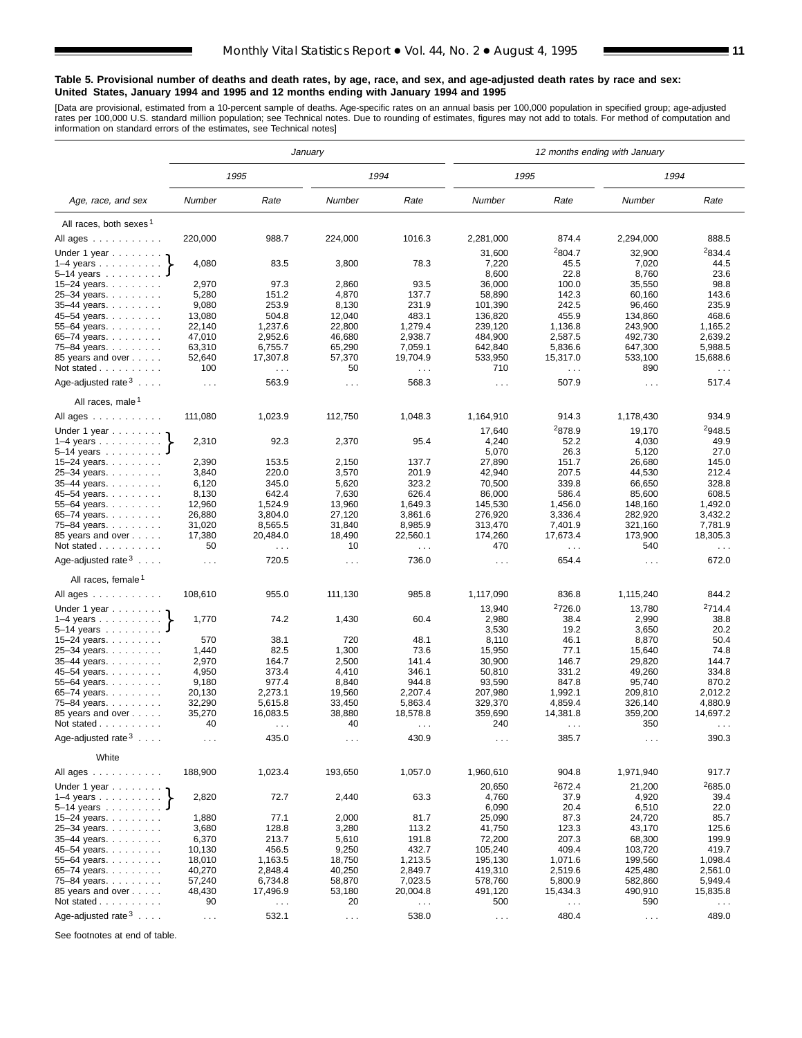**Table 5. Provisional number of deaths and death rates, by age, race, and sex, and age-adjusted death rates by race and sex: United States, January 1994 and 1995 and 12 months ending with January 1994 and 1995**

[Data are provisional, estimated from a 10-percent sample of deaths. Age-specific rates on an annual basis per 100,000 population in specified group; age-adjusted rates per 100,000 U.S. standard million population; see Technical notes. Due to rounding of estimates, figures may not add to totals. For method of computation and information on standard errors of the estimates, see Technical notes]

| Age, race, and sex | *January* | | | | *12 months ending with January* | | | |
|---|---|---|---|---|---|---|---|---|
| | *1995* | | *1994* | | *1995* | | *1994* | |
| | *Number* | *Rate* | *Number* | *Rate* | *Number* | *Rate* | *Number* | *Rate* |
| All races, both sexes[1] | | | | | | | | |
| All ages | 220,000 | 988.7 | 224,000 | 1016.3 | 2,281,000 | 874.4 | 2,294,000 | 888.5 |
| Under 1 year | 4,080 | 83.5 | 3,800 | 78.3 | 31,600 | [2]804.7 | 32,900 | [2]834.4 |
| 1–4 years | | | | | 7,220 | 45.5 | 7,020 | 44.5 |
| 5–14 years | | | | | 8,600 | 22.8 | 8,760 | 23.6 |
| 15–24 years | 2,970 | 97.3 | 2,860 | 93.5 | 36,000 | 100.0 | 35,550 | 98.8 |
| 25–34 years | 5,280 | 151.2 | 4,870 | 137.7 | 58,890 | 142.3 | 60,160 | 143.6 |
| 35–44 years | 9,080 | 253.9 | 8,130 | 231.9 | 101,390 | 242.5 | 96,460 | 235.9 |
| 45–54 years | 13,080 | 504.8 | 12,040 | 483.1 | 136,820 | 455.9 | 134,860 | 468.6 |
| 55–64 years | 22,140 | 1,237.6 | 22,800 | 1,279.4 | 239,120 | 1,136.8 | 243,900 | 1,165.2 |
| 65–74 years | 47,010 | 2,952.6 | 46,680 | 2,938.7 | 484,900 | 2,587.5 | 492,730 | 2,639.2 |
| 75–84 years | 63,310 | 6,755.7 | 65,290 | 7,059.1 | 642,840 | 5,836.6 | 647,300 | 5,988.5 |
| 85 years and over | 52,640 | 17,307.8 | 57,370 | 19,704.9 | 533,950 | 15,317.0 | 533,100 | 15,688.6 |
| Not stated | 100 | . . . | 50 | . . . | 710 | . . . | 890 | . . . |
| Age-adjusted rate[3] | . . . | 563.9 | . . . | 568.3 | . . . | 507.9 | . . . | 517.4 |
| All races, male[1] | | | | | | | | |
| All ages | 111,080 | 1,023.9 | 112,750 | 1,048.3 | 1,164,910 | 914.3 | 1,178,430 | 934.9 |
| Under 1 year | 2,310 | 92.3 | 2,370 | 95.4 | 17,640 | [2]878.9 | 19,170 | [2]948.5 |
| 1–4 years | | | | | 4,240 | 52.2 | 4,030 | 49.9 |
| 5–14 years | | | | | 5,070 | 26.3 | 5,120 | 27.0 |
| 15–24 years | 2,390 | 153.5 | 2,150 | 137.7 | 27,890 | 151.7 | 26,680 | 145.0 |
| 25–34 years | 3,840 | 220.0 | 3,570 | 201.9 | 42,940 | 207.5 | 44,530 | 212.4 |
| 35–44 years | 6,120 | 345.0 | 5,620 | 323.2 | 70,500 | 339.8 | 66,650 | 328.8 |
| 45–54 years | 8,130 | 642.4 | 7,630 | 626.4 | 86,000 | 586.4 | 85,600 | 608.5 |
| 55–64 years | 12,960 | 1,524.9 | 13,960 | 1,649.3 | 145,530 | 1,456.0 | 148,160 | 1,492.0 |
| 65–74 years | 26,880 | 3,804.0 | 27,120 | 3,861.6 | 276,920 | 3,336.4 | 282,920 | 3,432.2 |
| 75–84 years | 31,020 | 8,565.5 | 31,840 | 8,985.9 | 313,470 | 7,401.9 | 321,160 | 7,781.9 |
| 85 years and over | 17,380 | 20,484.0 | 18,490 | 22,560.1 | 174,260 | 17,673.4 | 173,900 | 18,305.3 |
| Not stated | 50 | . . . | 10 | . . . | 470 | . . . | 540 | . . . |
| Age-adjusted rate[3] | . . . | 720.5 | . . . | 736.0 | . . . | 654.4 | . . . | 672.0 |
| All races, female[1] | | | | | | | | |
| All ages | 108,610 | 955.0 | 111,130 | 985.8 | 1,117,090 | 836.8 | 1,115,240 | 844.2 |
| Under 1 year | 1,770 | 74.2 | 1,430 | 60.4 | 13,940 | [2]726.0 | 13,780 | [2]714.4 |
| 1–4 years | | | | | 2,980 | 38.4 | 2,990 | 38.8 |
| 5–14 years | | | | | 3,530 | 19.2 | 3,650 | 20.2 |
| 15–24 years | 570 | 38.1 | 720 | 48.1 | 8,110 | 46.1 | 8,870 | 50.4 |
| 25–34 years | 1,440 | 82.5 | 1,300 | 73.6 | 15,950 | 77.1 | 15,640 | 74.8 |
| 35–44 years | 2,970 | 164.7 | 2,500 | 141.4 | 30,900 | 146.7 | 29,820 | 144.7 |
| 45–54 years | 4,950 | 373.4 | 4,410 | 346.1 | 50,810 | 331.2 | 49,260 | 334.8 |
| 55–64 years | 9,180 | 977.4 | 8,840 | 944.8 | 93,590 | 847.8 | 95,740 | 870.2 |
| 65–74 years | 20,130 | 2,273.1 | 19,560 | 2,207.4 | 207,980 | 1,992.1 | 209,810 | 2,012.2 |
| 75–84 years | 32,290 | 5,615.8 | 33,450 | 5,863.4 | 329,370 | 4,859.4 | 326,140 | 4,880.9 |
| 85 years and over | 35,270 | 16,083.5 | 38,880 | 18,578.8 | 359,690 | 14,381.8 | 359,200 | 14,697.2 |
| Not stated | 40 | . . . | 40 | . . . | 240 | . . . | 350 | . . . |
| Age-adjusted rate[3] | . . . | 435.0 | . . . | 430.9 | . . . | 385.7 | . . . | 390.3 |
| White | | | | | | | | |
| All ages | 188,900 | 1,023.4 | 193,650 | 1,057.0 | 1,960,610 | 904.8 | 1,971,940 | 917.7 |
| Under 1 year | 2,820 | 72.7 | 2,440 | 63.3 | 20,650 | [2]672.4 | 21,200 | [2]685.0 |
| 1–4 years | | | | | 4,760 | 37.9 | 4,920 | 39.4 |
| 5–14 years | | | | | 6,090 | 20.4 | 6,510 | 22.0 |
| 15–24 years | 1,880 | 77.1 | 2,000 | 81.7 | 25,090 | 87.3 | 24,720 | 85.7 |
| 25–34 years | 3,680 | 128.8 | 3,280 | 113.2 | 41,750 | 123.3 | 43,170 | 125.6 |
| 35–44 years | 6,370 | 213.7 | 5,610 | 191.8 | 72,200 | 207.3 | 68,300 | 199.9 |
| 45–54 years | 10,130 | 456.5 | 9,250 | 432.7 | 105,240 | 409.4 | 103,720 | 419.7 |
| 55–64 years | 18,010 | 1,163.5 | 18,750 | 1,213.5 | 195,130 | 1,071.6 | 199,560 | 1,098.4 |
| 65–74 years | 40,270 | 2,848.4 | 40,250 | 2,849.7 | 419,310 | 2,519.6 | 425,480 | 2,561.0 |
| 75–84 years | 57,240 | 6,734.8 | 58,870 | 7,023.5 | 578,760 | 5,800.9 | 582,860 | 5,949.4 |
| 85 years and over | 48,430 | 17,496.9 | 53,180 | 20,004.8 | 491,120 | 15,434.3 | 490,910 | 15,835.8 |
| Not stated | 90 | . . . | 20 | . . . | 500 | . . . | 590 | . . . |
| Age-adjusted rate[3] | . . . | 532.1 | . . . | 538.0 | . . . | 480.4 | . . . | 489.0 |

Note: For the January columns, the values shown on the "Under 1 year" rows are combined figures for ages under 1 year, 1–4 years, and 5–14 years (bracketed in the source).

See footnotes at end of table.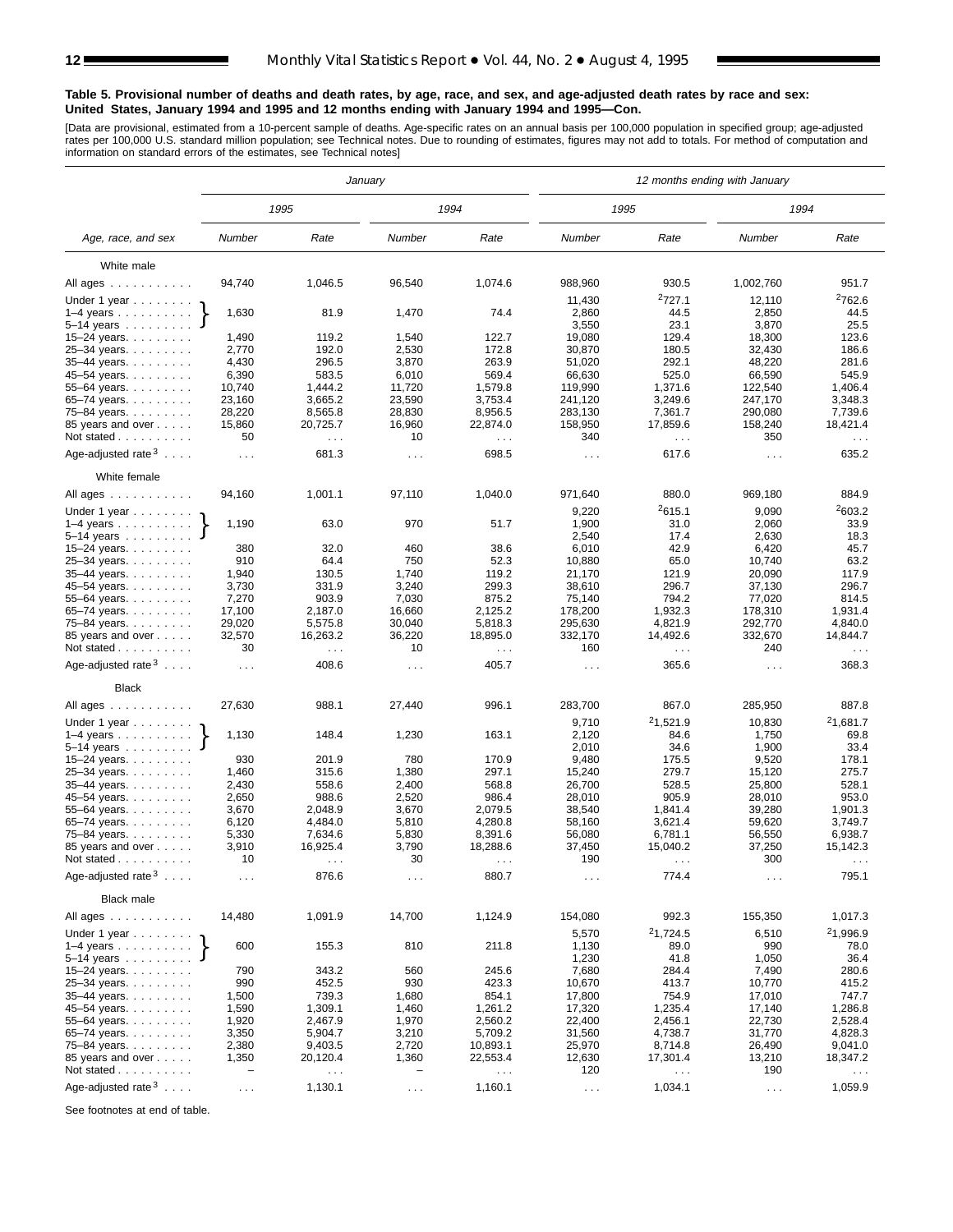**Table 5. Provisional number of deaths and death rates, by age, race, and sex, and age-adjusted death rates by race and sex: United States, January 1994 and 1995 and 12 months ending with January 1994 and 1995—Con.**

[Data are provisional, estimated from a 10-percent sample of deaths. Age-specific rates on an annual basis per 100,000 population in specified group; age-adjusted rates per 100,000 U.S. standard million population; see Technical notes. Due to rounding of estimates, figures may not add to totals. For method of computation and information on standard errors of the estimates, see Technical notes]

| Age, race, and sex | January | | | | 12 months ending with January | | | |
|---|---|---|---|---|---|---|---|---|
| | 1995 | | 1994 | | 1995 | | 1994 | |
| | Number | Rate | Number | Rate | Number | Rate | Number | Rate |
| **White male** | | | | | | | | |
| All ages | 94,740 | 1,046.5 | 96,540 | 1,074.6 | 988,960 | 930.5 | 1,002,760 | 951.7 |
| Under 1 year | 1,630 | 81.9 | 1,470 | 74.4 | 11,430 | [2]727.1 | 12,110 | [2]762.6 |
| 1–4 years | | | | | 2,860 | 44.5 | 2,850 | 44.5 |
| 5–14 years | | | | | 3,550 | 23.1 | 3,870 | 25.5 |
| 15–24 years | 1,490 | 119.2 | 1,540 | 122.7 | 19,080 | 129.4 | 18,300 | 123.6 |
| 25–34 years | 2,770 | 192.0 | 2,530 | 172.8 | 30,870 | 180.5 | 32,430 | 186.6 |
| 35–44 years | 4,430 | 296.5 | 3,870 | 263.9 | 51,020 | 292.1 | 48,220 | 281.6 |
| 45–54 years | 6,390 | 583.5 | 6,010 | 569.4 | 66,630 | 525.0 | 66,590 | 545.9 |
| 55–64 years | 10,740 | 1,444.2 | 11,720 | 1,579.8 | 119,990 | 1,371.6 | 122,540 | 1,406.4 |
| 65–74 years | 23,160 | 3,665.2 | 23,590 | 3,753.4 | 241,120 | 3,249.6 | 247,170 | 3,348.3 |
| 75–84 years | 28,220 | 8,565.8 | 28,830 | 8,956.5 | 283,130 | 7,361.7 | 290,080 | 7,739.6 |
| 85 years and over | 15,860 | 20,725.7 | 16,960 | 22,874.0 | 158,950 | 17,859.6 | 158,240 | 18,421.4 |
| Not stated | 50 | . . . | 10 | . . . | 340 | . . . | 350 | . . . |
| Age-adjusted rate[3] | . . . | 681.3 | . . . | 698.5 | . . . | 617.6 | . . . | 635.2 |
| **White female** | | | | | | | | |
| All ages | 94,160 | 1,001.1 | 97,110 | 1,040.0 | 971,640 | 880.0 | 969,180 | 884.9 |
| Under 1 year | 1,190 | 63.0 | 970 | 51.7 | 9,220 | [2]615.1 | 9,090 | [2]603.2 |
| 1–4 years | | | | | 1,900 | 31.0 | 2,060 | 33.9 |
| 5–14 years | | | | | 2,540 | 17.4 | 2,630 | 18.3 |
| 15–24 years | 380 | 32.0 | 460 | 38.6 | 6,010 | 42.9 | 6,420 | 45.7 |
| 25–34 years | 910 | 64.4 | 750 | 52.3 | 10,880 | 65.0 | 10,740 | 63.2 |
| 35–44 years | 1,940 | 130.5 | 1,740 | 119.2 | 21,170 | 121.9 | 20,090 | 117.9 |
| 45–54 years | 3,730 | 331.9 | 3,240 | 299.3 | 38,610 | 296.7 | 37,130 | 296.7 |
| 55–64 years | 7,270 | 903.9 | 7,030 | 875.2 | 75,140 | 794.2 | 77,020 | 814.5 |
| 65–74 years | 17,100 | 2,187.0 | 16,660 | 2,125.2 | 178,200 | 1,932.3 | 178,310 | 1,931.4 |
| 75–84 years | 29,020 | 5,575.8 | 30,040 | 5,818.3 | 295,630 | 4,821.9 | 292,770 | 4,840.0 |
| 85 years and over | 32,570 | 16,263.2 | 36,220 | 18,895.0 | 332,170 | 14,492.6 | 332,670 | 14,844.7 |
| Not stated | 30 | . . . | 10 | . . . | 160 | . . . | 240 | . . . |
| Age-adjusted rate[3] | . . . | 408.6 | . . . | 405.7 | . . . | 365.6 | . . . | 368.3 |
| **Black** | | | | | | | | |
| All ages | 27,630 | 988.1 | 27,440 | 996.1 | 283,700 | 867.0 | 285,950 | 887.8 |
| Under 1 year | 1,130 | 148.4 | 1,230 | 163.1 | 9,710 | [2]1,521.9 | 10,830 | [2]1,681.7 |
| 1–4 years | | | | | 2,120 | 84.6 | 1,750 | 69.8 |
| 5–14 years | | | | | 2,010 | 34.6 | 1,900 | 33.4 |
| 15–24 years | 930 | 201.9 | 780 | 170.9 | 9,480 | 175.5 | 9,520 | 178.1 |
| 25–34 years | 1,460 | 315.6 | 1,380 | 297.1 | 15,240 | 279.7 | 15,120 | 275.7 |
| 35–44 years | 2,430 | 558.6 | 2,400 | 568.8 | 26,700 | 528.5 | 25,800 | 528.1 |
| 45–54 years | 2,650 | 988.6 | 2,520 | 986.4 | 28,010 | 905.9 | 28,010 | 953.0 |
| 55–64 years | 3,670 | 2,048.9 | 3,670 | 2,079.5 | 38,540 | 1,841.4 | 39,280 | 1,901.3 |
| 65–74 years | 6,120 | 4,484.0 | 5,810 | 4,280.8 | 58,160 | 3,621.4 | 59,620 | 3,749.7 |
| 75–84 years | 5,330 | 7,634.6 | 5,830 | 8,391.6 | 56,080 | 6,781.1 | 56,550 | 6,938.7 |
| 85 years and over | 3,910 | 16,925.4 | 3,790 | 18,288.6 | 37,450 | 15,040.2 | 37,250 | 15,142.3 |
| Not stated | 10 | . . . | 30 | . . . | 190 | . . . | 300 | . . . |
| Age-adjusted rate[3] | . . . | 876.6 | . . . | 880.7 | . . . | 774.4 | . . . | 795.1 |
| **Black male** | | | | | | | | |
| All ages | 14,480 | 1,091.9 | 14,700 | 1,124.9 | 154,080 | 992.3 | 155,350 | 1,017.3 |
| Under 1 year | 600 | 155.3 | 810 | 211.8 | 5,570 | [2]1,724.5 | 6,510 | [2]1,996.9 |
| 1–4 years | | | | | 1,130 | 89.0 | 990 | 78.0 |
| 5–14 years | | | | | 1,230 | 41.8 | 1,050 | 36.4 |
| 15–24 years | 790 | 343.2 | 560 | 245.6 | 7,680 | 284.4 | 7,490 | 280.6 |
| 25–34 years | 990 | 452.5 | 930 | 423.3 | 10,670 | 413.7 | 10,770 | 415.2 |
| 35–44 years | 1,500 | 739.3 | 1,680 | 854.1 | 17,800 | 754.9 | 17,010 | 747.7 |
| 45–54 years | 1,590 | 1,309.1 | 1,460 | 1,261.2 | 17,320 | 1,235.4 | 17,140 | 1,286.8 |
| 55–64 years | 1,920 | 2,467.9 | 1,970 | 2,560.2 | 22,400 | 2,456.1 | 22,730 | 2,528.4 |
| 65–74 years | 3,350 | 5,904.7 | 3,210 | 5,709.2 | 31,560 | 4,738.7 | 31,770 | 4,828.3 |
| 75–84 years | 2,380 | 9,403.5 | 2,720 | 10,893.1 | 25,970 | 8,714.8 | 26,490 | 9,041.0 |
| 85 years and over | 1,350 | 20,120.4 | 1,360 | 22,553.4 | 12,630 | 17,301.4 | 13,210 | 18,347.2 |
| Not stated | – | . . . | – | . . . | 120 | . . . | 190 | . . . |
| Age-adjusted rate[3] | . . . | 1,130.1 | . . . | 1,160.1 | . . . | 1,034.1 | . . . | 1,059.9 |

Note: For January, figures shown for "Under 1 year" cover the combined ages under 1 year, 1–4 years, and 5–14 years (bracketed in the original).

See footnotes at end of table.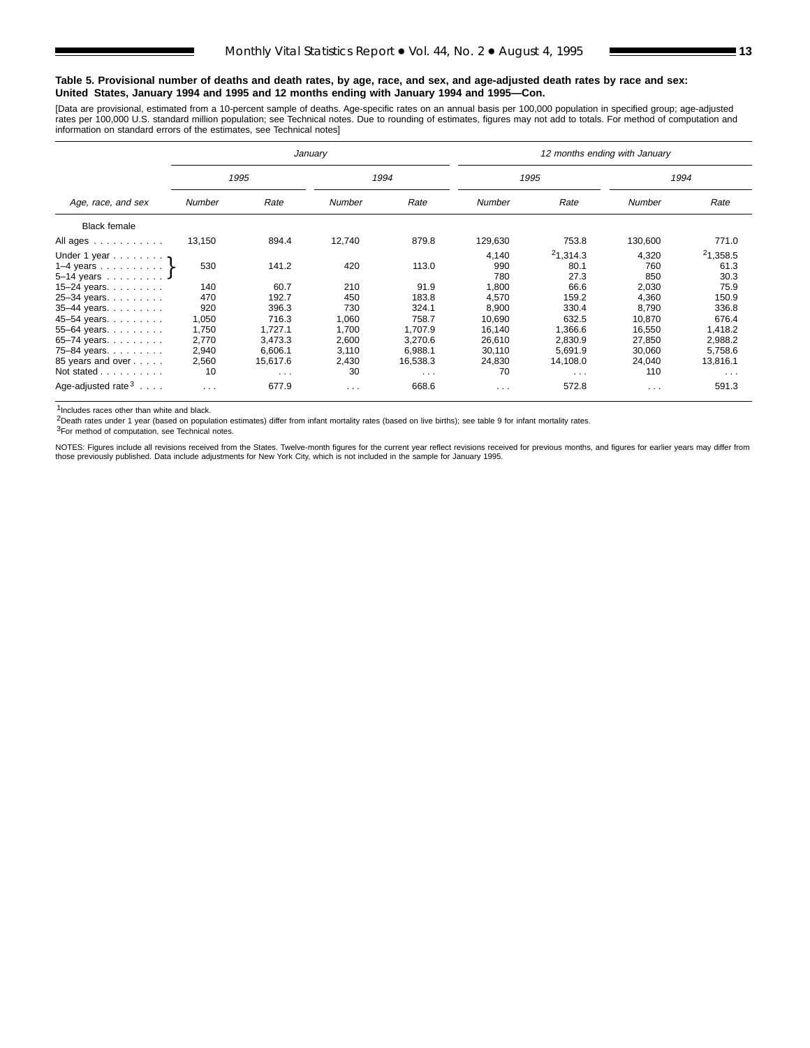**Table 5. Provisional number of deaths and death rates, by age, race, and sex, and age-adjusted death rates by race and sex: United States, January 1994 and 1995 and 12 months ending with January 1994 and 1995—Con.**

[Data are provisional, estimated from a 10-percent sample of deaths. Age-specific rates on an annual basis per 100,000 population in specified group; age-adjusted rates per 100,000 U.S. standard million population; see Technical notes. Due to rounding of estimates, figures may not add to totals. For method of computation and information on standard errors of the estimates, see Technical notes]

| Age, race, and sex | January | | | | 12 months ending with January | | | |
|---|---|---|---|---|---|---|---|---|
| | 1995 | | 1994 | | 1995 | | 1994 | |
| | Number | Rate | Number | Rate | Number | Rate | Number | Rate |
| Black female | | | | | | | | |
| All ages | 13,150 | 894.4 | 12,740 | 879.8 | 129,630 | 753.8 | 130,600 | 771.0 |
| Under 1 year | 530 | 141.2 | 420 | 113.0 | 4,140 | [2]1,314.3 | 4,320 | [2]1,358.5 |
| 1–4 years | | | | | 990 | 80.1 | 760 | 61.3 |
| 5–14 years | | | | | 780 | 27.3 | 850 | 30.3 |
| 15–24 years | 140 | 60.7 | 210 | 91.9 | 1,800 | 66.6 | 2,030 | 75.9 |
| 25–34 years | 470 | 192.7 | 450 | 183.8 | 4,570 | 159.2 | 4,360 | 150.9 |
| 35–44 years | 920 | 396.3 | 730 | 324.1 | 8,900 | 330.4 | 8,790 | 336.8 |
| 45–54 years | 1,050 | 716.3 | 1,060 | 758.7 | 10,690 | 632.5 | 10,870 | 676.4 |
| 55–64 years | 1,750 | 1,727.1 | 1,700 | 1,707.9 | 16,140 | 1,366.6 | 16,550 | 1,418.2 |
| 65–74 years | 2,770 | 3,473.3 | 2,600 | 3,270.6 | 26,610 | 2,830.9 | 27,850 | 2,988.2 |
| 75–84 years | 2,940 | 6,606.1 | 3,110 | 6,988.1 | 30,110 | 5,691.9 | 30,060 | 5,758.6 |
| 85 years and over | 2,560 | 15,617.6 | 2,430 | 16,538.3 | 24,830 | 14,108.0 | 24,040 | 13,816.1 |
| Not stated | 10 | . . . | 30 | . . . | 70 | . . . | 110 | . . . |
| Age-adjusted rate[3] | . . . | 677.9 | . . . | 668.6 | . . . | 572.8 | . . . | 591.3 |

Note: For January, figures for Under 1 year, 1–4 years, and 5–14 years are combined.

[1]Includes races other than white and black.

[2]Death rates under 1 year (based on population estimates) differ from infant mortality rates (based on live births); see table 9 for infant mortality rates.

[3]For method of computation, see Technical notes.

NOTES: Figures include all revisions received from the States. Twelve-month figures for the current year reflect revisions received for previous months, and figures for earlier years may differ from those previously published. Data include adjustments for New York City, which is not included in the sample for January 1995.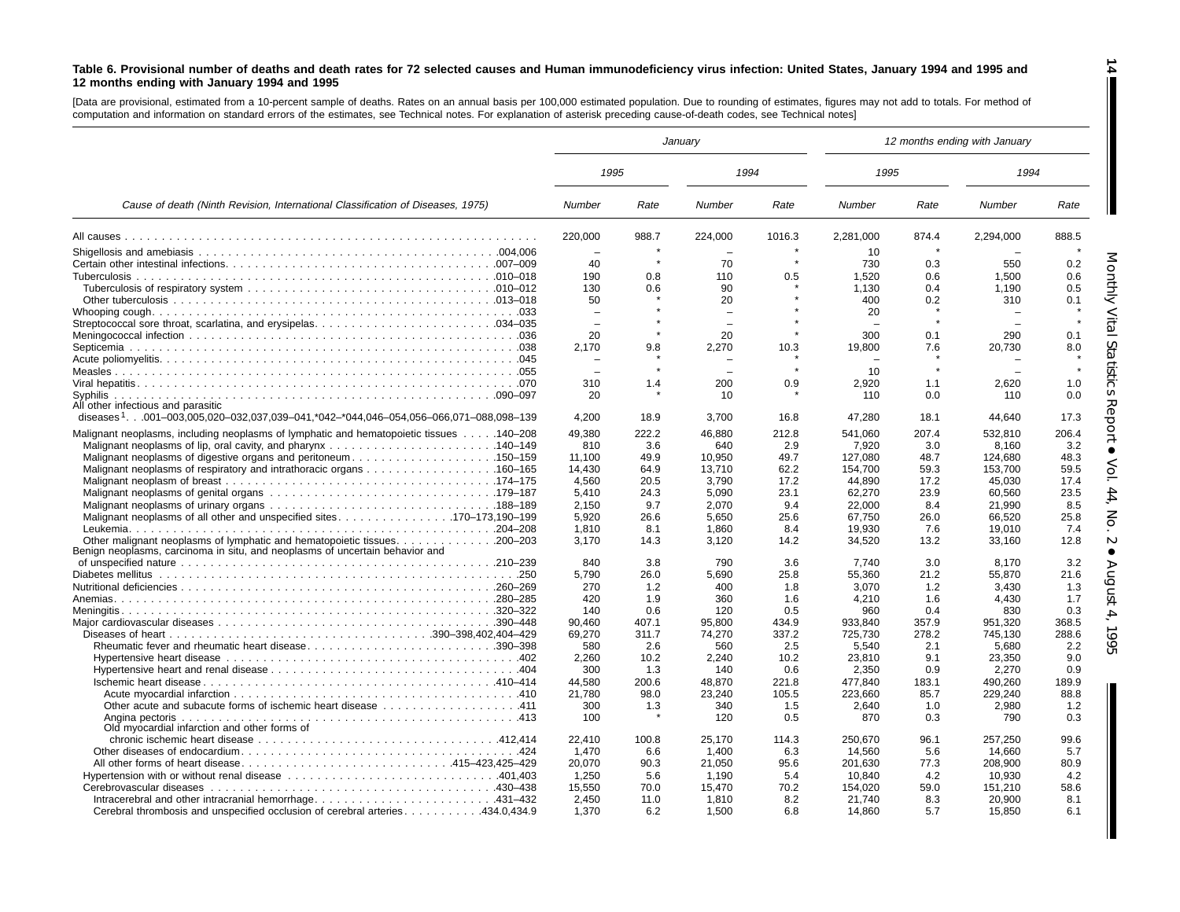**Table 6. Provisional number of deaths and death rates for 72 selected causes and Human immunodeficiency virus infection: United States, January 1994 and 1995 and 12 months ending with January 1994 and 1995**

[Data are provisional, estimated from a 10-percent sample of deaths. Rates on an annual basis per 100,000 estimated population. Due to rounding of estimates, figures may not add to totals. For method of computation and information on standard errors of the estimates, see Technical notes. For explanation of asterisk preceding cause-of-death codes, see Technical notes]

| Cause of death (Ninth Revision, International Classification of Diseases, 1975) | *January* | | | | *12 months ending with January* | | | |
|---|---|---|---|---|---|---|---|---|
| | *1995* | | *1994* | | *1995* | | *1994* | |
| | *Number* | *Rate* | *Number* | *Rate* | *Number* | *Rate* | *Number* | *Rate* |
| All causes | 220,000 | 988.7 | 224,000 | 1016.3 | 2,281,000 | 874.4 | 2,294,000 | 888.5 |
| Shigellosis and amebiasis 004,006 | – | * | – | * | 10 | * | – | * |
| Certain other intestinal infections 007–009 | 40 | * | 70 | * | 730 | 0.3 | 550 | 0.2 |
| Tuberculosis 010–018 | 190 | 0.8 | 110 | 0.5 | 1,520 | 0.6 | 1,500 | 0.6 |
| Tuberculosis of respiratory system 010–012 | 130 | 0.6 | 90 | * | 1,130 | 0.4 | 1,190 | 0.5 |
| Other tuberculosis 013–018 | 50 | * | 20 | * | 400 | 0.2 | 310 | 0.1 |
| Whooping cough 033 | – | * | – | * | 20 | * | – | * |
| Streptococcal sore throat, scarlatina, and erysipelas 034–035 | – | * | – | * | – | * | – | * |
| Meningococcal infection 036 | 20 | * | 20 | * | 300 | 0.1 | 290 | 0.1 |
| Septicemia 038 | 2,170 | 9.8 | 2,270 | 10.3 | 19,800 | 7.6 | 20,730 | 8.0 |
| Acute poliomyelitis 045 | – | * | – | * | – | * | – | * |
| Measles 055 | – | * | – | * | 10 | * | – | * |
| Viral hepatitis 070 | 310 | 1.4 | 200 | 0.9 | 2,920 | 1.1 | 2,620 | 1.0 |
| Syphilis 090–097 | 20 | * | 10 | * | 110 | 0.0 | 110 | 0.0 |
| All other infectious and parasitic diseases[1] 001–003,005,020–032,037,039–041,*042–*044,046–054,056–066,071–088,098–139 | 4,200 | 18.9 | 3,700 | 16.8 | 47,280 | 18.1 | 44,640 | 17.3 |
| Malignant neoplasms, including neoplasms of lymphatic and hematopoietic tissues 140–208 | 49,380 | 222.2 | 46,880 | 212.8 | 541,060 | 207.4 | 532,810 | 206.4 |
| Malignant neoplasms of lip, oral cavity, and pharynx 140–149 | 810 | 3.6 | 640 | 2.9 | 7,920 | 3.0 | 8,160 | 3.2 |
| Malignant neoplasms of digestive organs and peritoneum 150–159 | 11,100 | 49.9 | 10,950 | 49.7 | 127,080 | 48.7 | 124,680 | 48.3 |
| Malignant neoplasms of respiratory and intrathoracic organs 160–165 | 14,430 | 64.9 | 13,710 | 62.2 | 154,700 | 59.3 | 153,700 | 59.5 |
| Malignant neoplasm of breast 174–175 | 4,560 | 20.5 | 3,790 | 17.2 | 44,890 | 17.2 | 45,030 | 17.4 |
| Malignant neoplasms of genital organs 179–187 | 5,410 | 24.3 | 5,090 | 23.1 | 62,270 | 23.9 | 60,560 | 23.5 |
| Malignant neoplasms of urinary organs 188–189 | 2,150 | 9.7 | 2,070 | 9.4 | 22,000 | 8.4 | 21,990 | 8.5 |
| Malignant neoplasms of all other and unspecified sites 170–173,190–199 | 5,920 | 26.6 | 5,650 | 25.6 | 67,750 | 26.0 | 66,520 | 25.8 |
| Leukemia 204–208 | 1,810 | 8.1 | 1,860 | 8.4 | 19,930 | 7.6 | 19,010 | 7.4 |
| Other malignant neoplasms of lymphatic and hematopoietic tissues 200–203 | 3,170 | 14.3 | 3,120 | 14.2 | 34,520 | 13.2 | 33,160 | 12.8 |
| Benign neoplasms, carcinoma in situ, and neoplasms of uncertain behavior and of unspecified nature 210–239 | 840 | 3.8 | 790 | 3.6 | 7,740 | 3.0 | 8,170 | 3.2 |
| Diabetes mellitus 250 | 5,790 | 26.0 | 5,690 | 25.8 | 55,360 | 21.2 | 55,870 | 21.6 |
| Nutritional deficiencies 260–269 | 270 | 1.2 | 400 | 1.8 | 3,070 | 1.2 | 3,430 | 1.3 |
| Anemias 280–285 | 420 | 1.9 | 360 | 1.6 | 4,210 | 1.6 | 4,430 | 1.7 |
| Meningitis 320–322 | 140 | 0.6 | 120 | 0.5 | 960 | 0.4 | 830 | 0.3 |
| Major cardiovascular diseases 390–448 | 90,460 | 407.1 | 95,800 | 434.9 | 933,840 | 357.9 | 951,320 | 368.5 |
| Diseases of heart 390–398,402,404–429 | 69,270 | 311.7 | 74,270 | 337.2 | 725,730 | 278.2 | 745,130 | 288.6 |
| Rheumatic fever and rheumatic heart disease 390–398 | 580 | 2.6 | 560 | 2.5 | 5,540 | 2.1 | 5,680 | 2.2 |
| Hypertensive heart disease 402 | 2,260 | 10.2 | 2,240 | 10.2 | 23,810 | 9.1 | 23,350 | 9.0 |
| Hypertensive heart and renal disease 404 | 300 | 1.3 | 140 | 0.6 | 2,350 | 0.9 | 2,270 | 0.9 |
| Ischemic heart disease 410–414 | 44,580 | 200.6 | 48,870 | 221.8 | 477,840 | 183.1 | 490,260 | 189.9 |
| Acute myocardial infarction 410 | 21,780 | 98.0 | 23,240 | 105.5 | 223,660 | 85.7 | 229,240 | 88.8 |
| Other acute and subacute forms of ischemic heart disease 411 | 300 | 1.3 | 340 | 1.5 | 2,640 | 1.0 | 2,980 | 1.2 |
| Angina pectoris 413 | 100 | * | 120 | 0.5 | 870 | 0.3 | 790 | 0.3 |
| Old myocardial infarction and other forms of chronic ischemic heart disease 412,414 | 22,410 | 100.8 | 25,170 | 114.3 | 250,670 | 96.1 | 257,250 | 99.6 |
| Other diseases of endocardium 424 | 1,470 | 6.6 | 1,400 | 6.3 | 14,560 | 5.6 | 14,660 | 5.7 |
| All other forms of heart disease 415–423,425–429 | 20,070 | 90.3 | 21,050 | 95.6 | 201,630 | 77.3 | 208,900 | 80.9 |
| Hypertension with or without renal disease 401,403 | 1,250 | 5.6 | 1,190 | 5.4 | 10,840 | 4.2 | 10,930 | 4.2 |
| Cerebrovascular diseases 430–438 | 15,550 | 70.0 | 15,470 | 70.2 | 154,020 | 59.0 | 151,210 | 58.6 |
| Intracerebral and other intracranial hemorrhage 431–432 | 2,450 | 11.0 | 1,810 | 8.2 | 21,740 | 8.3 | 20,900 | 8.1 |
| Cerebral thrombosis and unspecified occlusion of cerebral arteries 434.0,434.9 | 1,370 | 6.2 | 1,500 | 6.8 | 14,860 | 5.7 | 15,850 | 6.1 |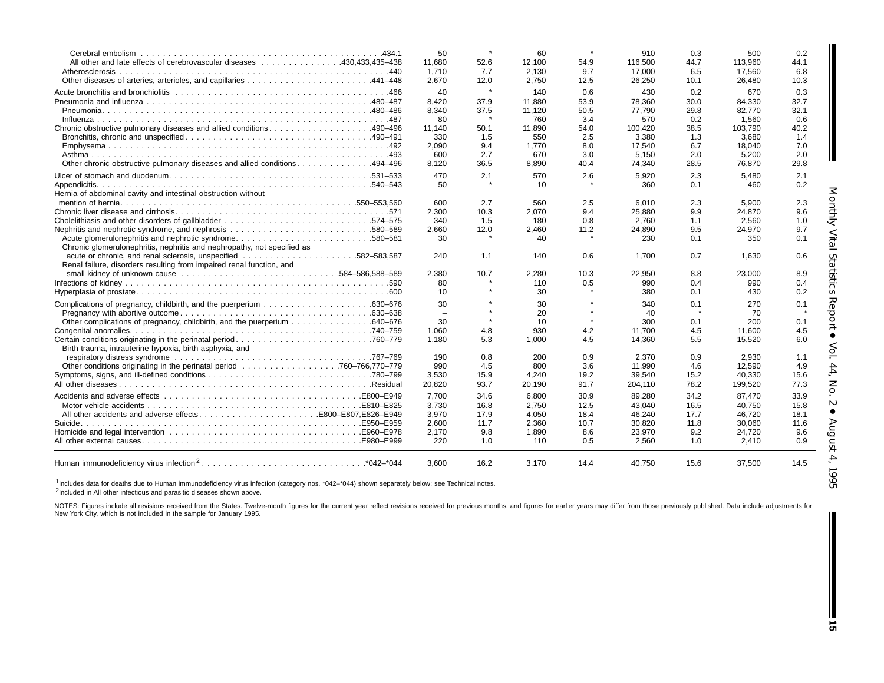| Cause of death | Number | Rate | Number | Rate | Number | Rate | Number | Rate |
|---|---|---|---|---|---|---|---|---|
| Cerebral embolism . . . .434.1 | 50 | * | 60 | * | 910 | 0.3 | 500 | 0.2 |
| All other and late effects of cerebrovascular diseases . . . .430,433,435–438 | 11,680 | 52.6 | 12,100 | 54.9 | 116,500 | 44.7 | 113,960 | 44.1 |
| Atherosclerosis . . . .440 | 1,710 | 7.7 | 2,130 | 9.7 | 17,000 | 6.5 | 17,560 | 6.8 |
| Other diseases of arteries, arterioles, and capillaries . . . .441–448 | 2,670 | 12.0 | 2,750 | 12.5 | 26,250 | 10.1 | 26,480 | 10.3 |
| Acute bronchitis and bronchiolitis . . . .466 | 40 | * | 140 | 0.6 | 430 | 0.2 | 670 | 0.3 |
| Pneumonia and influenza . . . .480–487 | 8,420 | 37.9 | 11,880 | 53.9 | 78,360 | 30.0 | 84,330 | 32.7 |
| Pneumonia. . . .480–486 | 8,340 | 37.5 | 11,120 | 50.5 | 77,790 | 29.8 | 82,770 | 32.1 |
| Influenza . . . .487 | 80 | * | 760 | 3.4 | 570 | 0.2 | 1,560 | 0.6 |
| Chronic obstructive pulmonary diseases and allied conditions . . . .490–496 | 11,140 | 50.1 | 11,890 | 54.0 | 100,420 | 38.5 | 103,790 | 40.2 |
| Bronchitis, chronic and unspecified . . . .490–491 | 330 | 1.5 | 550 | 2.5 | 3,380 | 1.3 | 3,680 | 1.4 |
| Emphysema . . . .492 | 2,090 | 9.4 | 1,770 | 8.0 | 17,540 | 6.7 | 18,040 | 7.0 |
| Asthma . . . .493 | 600 | 2.7 | 670 | 3.0 | 5,150 | 2.0 | 5,200 | 2.0 |
| Other chronic obstructive pulmonary diseases and allied conditions . . . .494–496 | 8,120 | 36.5 | 8,890 | 40.4 | 74,340 | 28.5 | 76,870 | 29.8 |
| Ulcer of stomach and duodenum. . . .531–533 | 470 | 2.1 | 570 | 2.6 | 5,920 | 2.3 | 5,480 | 2.1 |
| Appendicitis. . . .540–543 | 50 | * | 10 | * | 360 | 0.1 | 460 | 0.2 |
| Hernia of abdominal cavity and intestinal obstruction without mention of hernia. . . .550–553,560 | 600 | 2.7 | 560 | 2.5 | 6,010 | 2.3 | 5,900 | 2.3 |
| Chronic liver disease and cirrhosis. . . .571 | 2,300 | 10.3 | 2,070 | 9.4 | 25,880 | 9.9 | 24,870 | 9.6 |
| Cholelithiasis and other disorders of gallbladder . . . .574–575 | 340 | 1.5 | 180 | 0.8 | 2,760 | 1.1 | 2,560 | 1.0 |
| Nephritis and nephrotic syndrome, and nephrosis . . . .580–589 | 2,660 | 12.0 | 2,460 | 11.2 | 24,890 | 9.5 | 24,970 | 9.7 |
| Acute glomerulonephritis and nephrotic syndrome. . . .580–581 | 30 | * | 40 | * | 230 | 0.1 | 350 | 0.1 |
| Chronic glomerulonephritis, nephritis and nephropathy, not specified as acute or chronic, and renal sclerosis, unspecified . . . .582–583,587 | 240 | 1.1 | 140 | 0.6 | 1,700 | 0.7 | 1,630 | 0.6 |
| Renal failure, disorders resulting from impaired renal function, and small kidney of unknown cause . . . .584–586,588–589 | 2,380 | 10.7 | 2,280 | 10.3 | 22,950 | 8.8 | 23,000 | 8.9 |
| Infections of kidney . . . .590 | 80 | * | 110 | 0.5 | 990 | 0.4 | 990 | 0.4 |
| Hyperplasia of prostate. . . .600 | 10 | * | 30 | * | 380 | 0.1 | 430 | 0.2 |
| Complications of pregnancy, childbirth, and the puerperium . . . .630–676 | 30 | * | 30 | * | 340 | 0.1 | 270 | 0.1 |
| Pregnancy with abortive outcome . . . .630–638 | – | * | 20 | * | 40 | * | 70 | * |
| Other complications of pregnancy, childbirth, and the puerperium . . . .640–676 | 30 | * | 10 | * | 300 | 0.1 | 200 | 0.1 |
| Congenital anomalies. . . .740–759 | 1,060 | 4.8 | 930 | 4.2 | 11,700 | 4.5 | 11,600 | 4.5 |
| Certain conditions originating in the perinatal period . . . .760–779 | 1,180 | 5.3 | 1,000 | 4.5 | 14,360 | 5.5 | 15,520 | 6.0 |
| Birth trauma, intrauterine hypoxia, birth asphyxia, and respiratory distress syndrome . . . .767–769 | 190 | 0.8 | 200 | 0.9 | 2,370 | 0.9 | 2,930 | 1.1 |
| Other conditions originating in the perinatal period . . . .760–766,770–779 | 990 | 4.5 | 800 | 3.6 | 11,990 | 4.6 | 12,590 | 4.9 |
| Symptoms, signs, and ill-defined conditions . . . .780–799 | 3,530 | 15.9 | 4,240 | 19.2 | 39,540 | 15.2 | 40,330 | 15.6 |
| All other diseases . . . .Residual | 20,820 | 93.7 | 20,190 | 91.7 | 204,110 | 78.2 | 199,520 | 77.3 |
| Accidents and adverse effects . . . .E800–E949 | 7,700 | 34.6 | 6,800 | 30.9 | 89,280 | 34.2 | 87,470 | 33.9 |
| Motor vehicle accidents . . . .E810–E825 | 3,730 | 16.8 | 2,750 | 12.5 | 43,040 | 16.5 | 40,750 | 15.8 |
| All other accidents and adverse effects . . . .E800–E807,E826–E949 | 3,970 | 17.9 | 4,050 | 18.4 | 46,240 | 17.7 | 46,720 | 18.1 |
| Suicide. . . .E950–E959 | 2,600 | 11.7 | 2,360 | 10.7 | 30,820 | 11.8 | 30,060 | 11.6 |
| Homicide and legal intervention . . . .E960–E978 | 2,170 | 9.8 | 1,890 | 8.6 | 23,970 | 9.2 | 24,720 | 9.6 |
| All other external causes. . . .E980–E999 | 220 | 1.0 | 110 | 0.5 | 2,560 | 1.0 | 2,410 | 0.9 |
| Human immunodeficiency virus infection[2] . . . .*042–*044 | 3,600 | 16.2 | 3,170 | 14.4 | 40,750 | 15.6 | 37,500 | 14.5 |

[1]Includes data for deaths due to Human immunodeficiency virus infection (category nos. *042–*044) shown separately below; see Technical notes.

[2]Included in All other infectious and parasitic diseases shown above.

NOTES: Figures include all revisions received from the States. Twelve-month figures for the current year reflect revisions received for previous months, and figures for earlier years may differ from those previously published. Data include adjustments for New York City, which is not included in the sample for January 1995.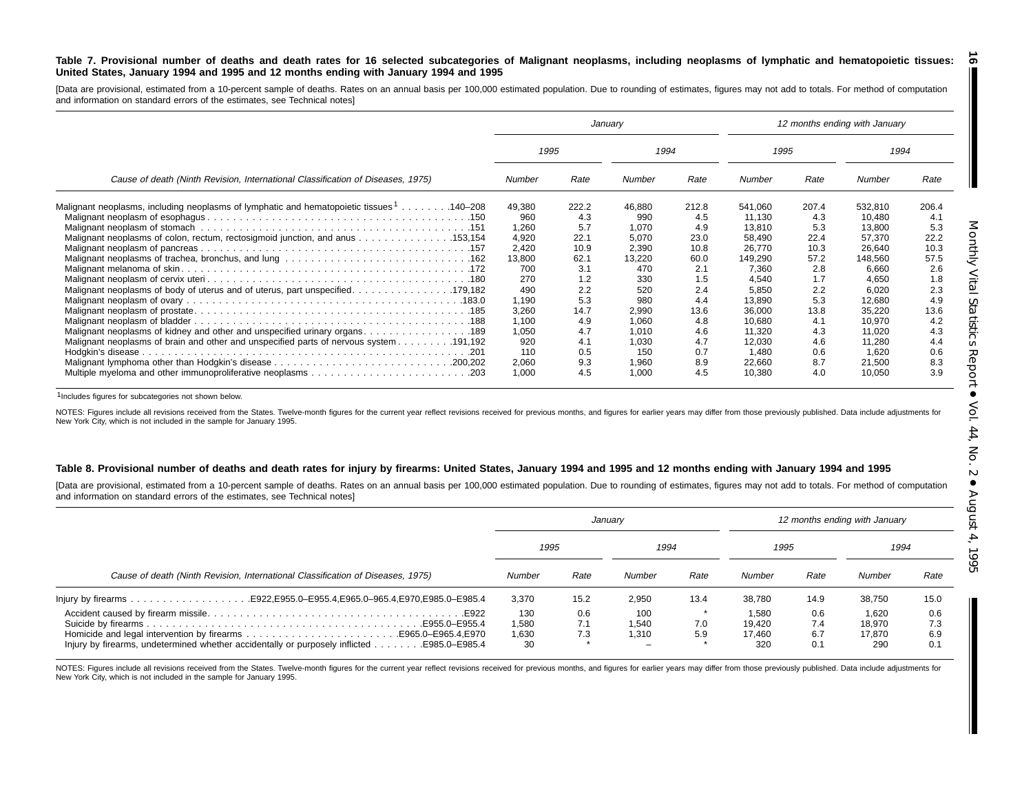**Table 7. Provisional number of deaths and death rates for 16 selected subcategories of Malignant neoplasms, including neoplasms of lymphatic and hematopoietic tissues: United States, January 1994 and 1995 and 12 months ending with January 1994 and 1995**

[Data are provisional, estimated from a 10-percent sample of deaths. Rates on an annual basis per 100,000 estimated population. Due to rounding of estimates, figures may not add to totals. For method of computation and information on standard errors of the estimates, see Technical notes]

| Cause of death (Ninth Revision, International Classification of Diseases, 1975) | January | | | | 12 months ending with January | | | |
|---|---|---|---|---|---|---|---|---|
| | 1995 | | 1994 | | 1995 | | 1994 | |
| | Number | Rate | Number | Rate | Number | Rate | Number | Rate |
| Malignant neoplasms, including neoplasms of lymphatic and hematopoietic tissues[1] . . . . . . . .140–208 | 49,380 | 222.2 | 46,880 | 212.8 | 541,060 | 207.4 | 532,810 | 206.4 |
| Malignant neoplasm of esophagus . . . . . .150 | 960 | 4.3 | 990 | 4.5 | 11,130 | 4.3 | 10,480 | 4.1 |
| Malignant neoplasm of stomach . . . . . .151 | 1,260 | 5.7 | 1,070 | 4.9 | 13,810 | 5.3 | 13,800 | 5.3 |
| Malignant neoplasms of colon, rectum, rectosigmoid junction, and anus . . . . . .153,154 | 4,920 | 22.1 | 5,070 | 23.0 | 58,490 | 22.4 | 57,370 | 22.2 |
| Malignant neoplasm of pancreas . . . . . .157 | 2,420 | 10.9 | 2,390 | 10.8 | 26,770 | 10.3 | 26,640 | 10.3 |
| Malignant neoplasms of trachea, bronchus, and lung . . . . . .162 | 13,800 | 62.1 | 13,220 | 60.0 | 149,290 | 57.2 | 148,560 | 57.5 |
| Malignant melanoma of skin . . . . . .172 | 700 | 3.1 | 470 | 2.1 | 7,360 | 2.8 | 6,660 | 2.6 |
| Malignant neoplasm of cervix uteri . . . . . .180 | 270 | 1.2 | 330 | 1.5 | 4,540 | 1.7 | 4,650 | 1.8 |
| Malignant neoplasms of body of uterus and of uterus, part unspecified. . . . . .179,182 | 490 | 2.2 | 520 | 2.4 | 5,850 | 2.2 | 6,020 | 2.3 |
| Malignant neoplasm of ovary . . . . . .183.0 | 1,190 | 5.3 | 980 | 4.4 | 13,890 | 5.3 | 12,680 | 4.9 |
| Malignant neoplasm of prostate . . . . . .185 | 3,260 | 14.7 | 2,990 | 13.6 | 36,000 | 13.8 | 35,220 | 13.6 |
| Malignant neoplasm of bladder . . . . . .188 | 1,100 | 4.9 | 1,060 | 4.8 | 10,680 | 4.1 | 10,970 | 4.2 |
| Malignant neoplasms of kidney and other and unspecified urinary organs. . . . . .189 | 1,050 | 4.7 | 1,010 | 4.6 | 11,320 | 4.3 | 11,020 | 4.3 |
| Malignant neoplasms of brain and other and unspecified parts of nervous system . . . . . .191,192 | 920 | 4.1 | 1,030 | 4.7 | 12,030 | 4.6 | 11,280 | 4.4 |
| Hodgkin's disease . . . . . .201 | 110 | 0.5 | 150 | 0.7 | 1,480 | 0.6 | 1,620 | 0.6 |
| Malignant lymphoma other than Hodgkin's disease . . . . . .200,202 | 2,060 | 9.3 | 1,960 | 8.9 | 22,660 | 8.7 | 21,500 | 8.3 |
| Multiple myeloma and other immunoproliferative neoplasms . . . . . .203 | 1,000 | 4.5 | 1,000 | 4.5 | 10,380 | 4.0 | 10,050 | 3.9 |

[1]Includes figures for subcategories not shown below.

NOTES: Figures include all revisions received from the States. Twelve-month figures for the current year reflect revisions received for previous months, and figures for earlier years may differ from those previously published. Data include adjustments for New York City, which is not included in the sample for January 1995.

**Table 8. Provisional number of deaths and death rates for injury by firearms: United States, January 1994 and 1995 and 12 months ending with January 1994 and 1995**

[Data are provisional, estimated from a 10-percent sample of deaths. Rates on an annual basis per 100,000 estimated population. Due to rounding of estimates, figures may not add to totals. For method of computation and information on standard errors of the estimates, see Technical notes]

| Cause of death (Ninth Revision, International Classification of Diseases, 1975) | January | | | | 12 months ending with January | | | |
|---|---|---|---|---|---|---|---|---|
| | 1995 | | 1994 | | 1995 | | 1994 | |
| | Number | Rate | Number | Rate | Number | Rate | Number | Rate |
| Injury by firearms . . . . . .E922,E955.0–E955.4,E965.0–965.4,E970,E985.0–E985.4 | 3,370 | 15.2 | 2,950 | 13.4 | 38,780 | 14.9 | 38,750 | 15.0 |
| Accident caused by firearm missile. . . . . .E922 | 130 | 0.6 | 100 | * | 1,580 | 0.6 | 1,620 | 0.6 |
| Suicide by firearms . . . . . .E955.0–E955.4 | 1,580 | 7.1 | 1,540 | 7.0 | 19,420 | 7.4 | 18,970 | 7.3 |
| Homicide and legal intervention by firearms . . . . . .E965.0–E965.4,E970 | 1,630 | 7.3 | 1,310 | 5.9 | 17,460 | 6.7 | 17,870 | 6.9 |
| Injury by firearms, undetermined whether accidentally or purposely inflicted . . . . . . . .E985.0–E985.4 | 30 | * | – | * | 320 | 0.1 | 290 | 0.1 |

NOTES: Figures include all revisions received from the States. Twelve-month figures for the current year reflect revisions received for previous months, and figures for earlier years may differ from those previously published. Data include adjustments for New York City, which is not included in the sample for January 1995.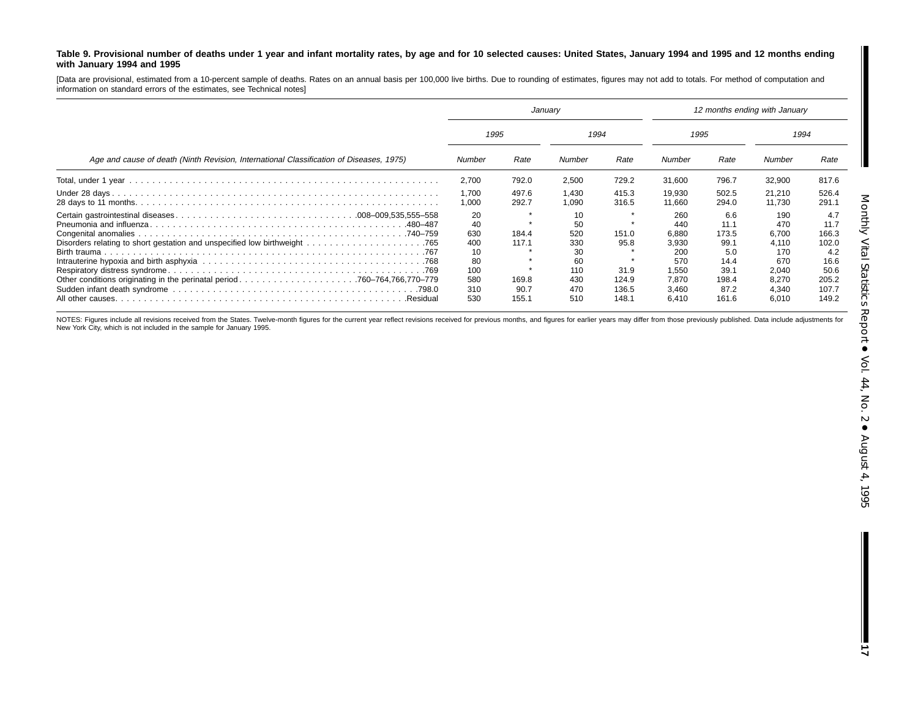**Table 9. Provisional number of deaths under 1 year and infant mortality rates, by age and for 10 selected causes: United States, January 1994 and 1995 and 12 months ending with January 1994 and 1995**

[Data are provisional, estimated from a 10-percent sample of deaths. Rates on an annual basis per 100,000 live births. Due to rounding of estimates, figures may not add to totals. For method of computation and information on standard errors of the estimates, see Technical notes]

| Age and cause of death (Ninth Revision, International Classification of Diseases, 1975) | January | | | | 12 months ending with January | | | |
|---|---|---|---|---|---|---|---|---|
| | 1995 | | 1994 | | 1995 | | 1994 | |
| | Number | Rate | Number | Rate | Number | Rate | Number | Rate |
| Total, under 1 year | 2,700 | 792.0 | 2,500 | 729.2 | 31,600 | 796.7 | 32,900 | 817.6 |
| Under 28 days | 1,700 | 497.6 | 1,430 | 415.3 | 19,930 | 502.5 | 21,210 | 526.4 |
| 28 days to 11 months | 1,000 | 292.7 | 1,090 | 316.5 | 11,660 | 294.0 | 11,730 | 291.1 |
| Certain gastrointestinal diseases . . . 008–009,535,555–558 | 20 | * | 10 | * | 260 | 6.6 | 190 | 4.7 |
| Pneumonia and influenza . . . 480–487 | 40 | * | 50 | * | 440 | 11.1 | 470 | 11.7 |
| Congenital anomalies . . . 740–759 | 630 | 184.4 | 520 | 151.0 | 6,880 | 173.5 | 6,700 | 166.3 |
| Disorders relating to short gestation and unspecified low birthweight . . . 765 | 400 | 117.1 | 330 | 95.8 | 3,930 | 99.1 | 4,110 | 102.0 |
| Birth trauma . . . 767 | 10 | * | 30 | * | 200 | 5.0 | 170 | 4.2 |
| Intrauterine hypoxia and birth asphyxia . . . 768 | 80 | * | 60 | * | 570 | 14.4 | 670 | 16.6 |
| Respiratory distress syndrome . . . 769 | 100 | * | 110 | 31.9 | 1,550 | 39.1 | 2,040 | 50.6 |
| Other conditions originating in the perinatal period . . . 760–764,766,770–779 | 580 | 169.8 | 430 | 124.9 | 7,870 | 198.4 | 8,270 | 205.2 |
| Sudden infant death syndrome . . . 798.0 | 310 | 90.7 | 470 | 136.5 | 3,460 | 87.2 | 4,340 | 107.7 |
| All other causes . . . Residual | 530 | 155.1 | 510 | 148.1 | 6,410 | 161.6 | 6,010 | 149.2 |

NOTES: Figures include all revisions received from the States. Twelve-month figures for the current year reflect revisions received for previous months, and figures for earlier years may differ from those previously published. Data include adjustments for New York City, which is not included in the sample for January 1995.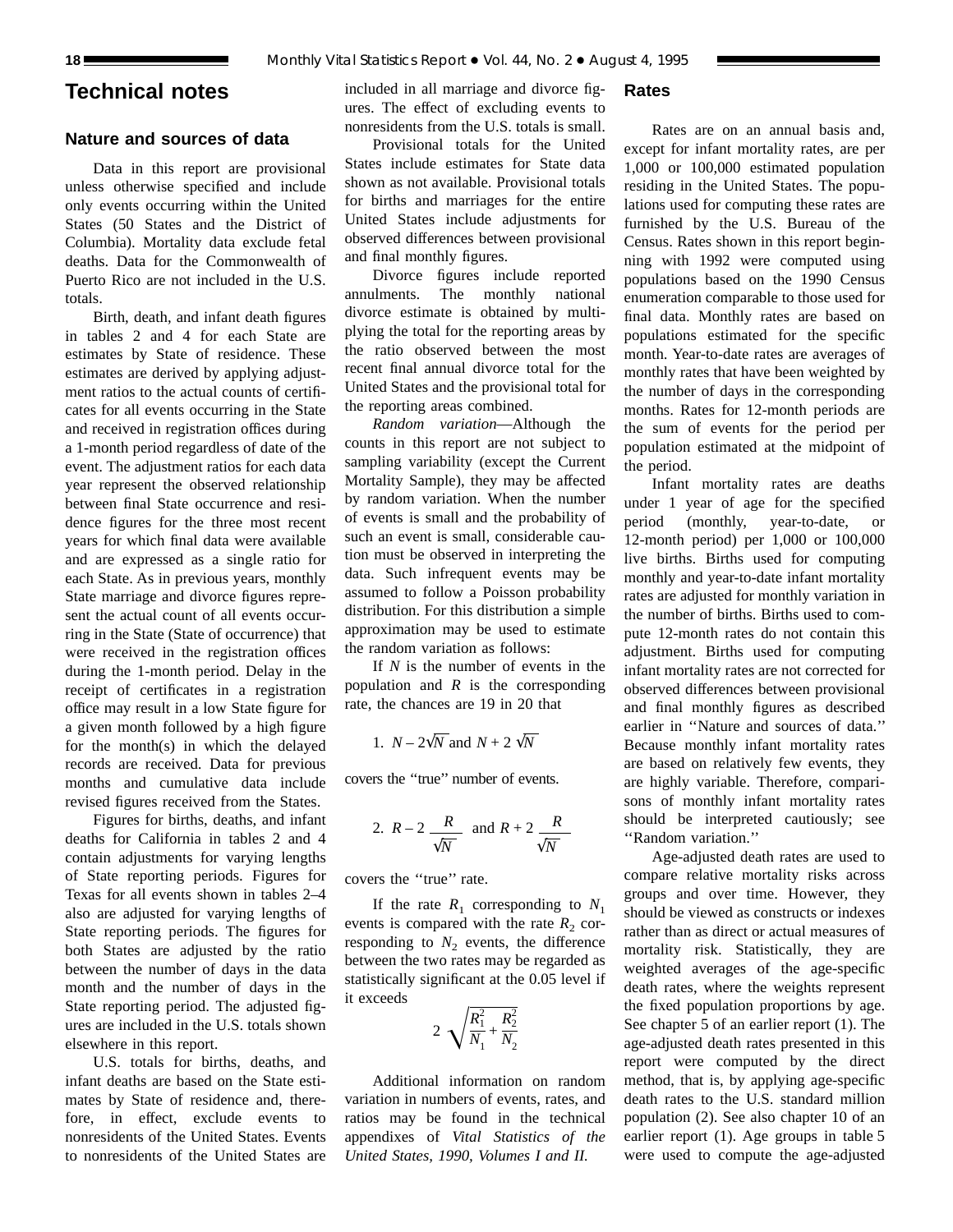# Technical notes

## Nature and sources of data

Data in this report are provisional unless otherwise specified and include only events occurring within the United States (50 States and the District of Columbia). Mortality data exclude fetal deaths. Data for the Commonwealth of Puerto Rico are not included in the U.S. totals.

Birth, death, and infant death figures in tables 2 and 4 for each State are estimates by State of residence. These estimates are derived by applying adjustment ratios to the actual counts of certificates for all events occurring in the State and received in registration offices during a 1-month period regardless of date of the event. The adjustment ratios for each data year represent the observed relationship between final State occurrence and residence figures for the three most recent years for which final data were available and are expressed as a single ratio for each State. As in previous years, monthly State marriage and divorce figures represent the actual count of all events occurring in the State (State of occurrence) that were received in the registration offices during the 1-month period. Delay in the receipt of certificates in a registration office may result in a low State figure for a given month followed by a high figure for the month(s) in which the delayed records are received. Data for previous months and cumulative data include revised figures received from the States.

Figures for births, deaths, and infant deaths for California in tables 2 and 4 contain adjustments for varying lengths of State reporting periods. Figures for Texas for all events shown in tables 2–4 also are adjusted for varying lengths of State reporting periods. The figures for both States are adjusted by the ratio between the number of days in the data month and the number of days in the State reporting period. The adjusted figures are included in the U.S. totals shown elsewhere in this report.

U.S. totals for births, deaths, and infant deaths are based on the State estimates by State of residence and, therefore, in effect, exclude events to nonresidents of the United States. Events to nonresidents of the United States are included in all marriage and divorce figures. The effect of excluding events to nonresidents from the U.S. totals is small.

Provisional totals for the United States include estimates for State data shown as not available. Provisional totals for births and marriages for the entire United States include adjustments for observed differences between provisional and final monthly figures.

Divorce figures include reported annulments. The monthly national divorce estimate is obtained by multiplying the total for the reporting areas by the ratio observed between the most recent final annual divorce total for the United States and the provisional total for the reporting areas combined.

*Random variation*—Although the counts in this report are not subject to sampling variability (except the Current Mortality Sample), they may be affected by random variation. When the number of events is small and the probability of such an event is small, considerable caution must be observed in interpreting the data. Such infrequent events may be assumed to follow a Poisson probability distribution. For this distribution a simple approximation may be used to estimate the random variation as follows:

If $N$ is the number of events in the population and $R$ is the corresponding rate, the chances are 19 in 20 that

1. $N - 2\sqrt{N}$ and $N + 2\sqrt{N}$

covers the ''true'' number of events.

2. $R - 2\dfrac{R}{\sqrt{N}}$ and $R + 2\dfrac{R}{\sqrt{N}}$

covers the ''true'' rate.

If the rate $R_1$ corresponding to $N_1$ events is compared with the rate $R_2$ corresponding to $N_2$ events, the difference between the two rates may be regarded as statistically significant at the 0.05 level if it exceeds

$$2\sqrt{\frac{R_1^2}{N_1} + \frac{R_2^2}{N_2}}$$

Additional information on random variation in numbers of events, rates, and ratios may be found in the technical appendixes of *Vital Statistics of the United States, 1990, Volumes I and II.*

## Rates

Rates are on an annual basis and, except for infant mortality rates, are per 1,000 or 100,000 estimated population residing in the United States. The populations used for computing these rates are furnished by the U.S. Bureau of the Census. Rates shown in this report beginning with 1992 were computed using populations based on the 1990 Census enumeration comparable to those used for final data. Monthly rates are based on populations estimated for the specific month. Year-to-date rates are averages of monthly rates that have been weighted by the number of days in the corresponding months. Rates for 12-month periods are the sum of events for the period per population estimated at the midpoint of the period.

Infant mortality rates are deaths under 1 year of age for the specified period (monthly, year-to-date, or 12-month period) per 1,000 or 100,000 live births. Births used for computing monthly and year-to-date infant mortality rates are adjusted for monthly variation in the number of births. Births used to compute 12-month rates do not contain this adjustment. Births used for computing infant mortality rates are not corrected for observed differences between provisional and final monthly figures as described earlier in ''Nature and sources of data.'' Because monthly infant mortality rates are based on relatively few events, they are highly variable. Therefore, comparisons of monthly infant mortality rates should be interpreted cautiously; see ''Random variation.''

Age-adjusted death rates are used to compare relative mortality risks across groups and over time. However, they should be viewed as constructs or indexes rather than as direct or actual measures of mortality risk. Statistically, they are weighted averages of the age-specific death rates, where the weights represent the fixed population proportions by age. See chapter 5 of an earlier report (1). The age-adjusted death rates presented in this report were computed by the direct method, that is, by applying age-specific death rates to the U.S. standard million population (2). See also chapter 10 of an earlier report (1). Age groups in table 5 were used to compute the age-adjusted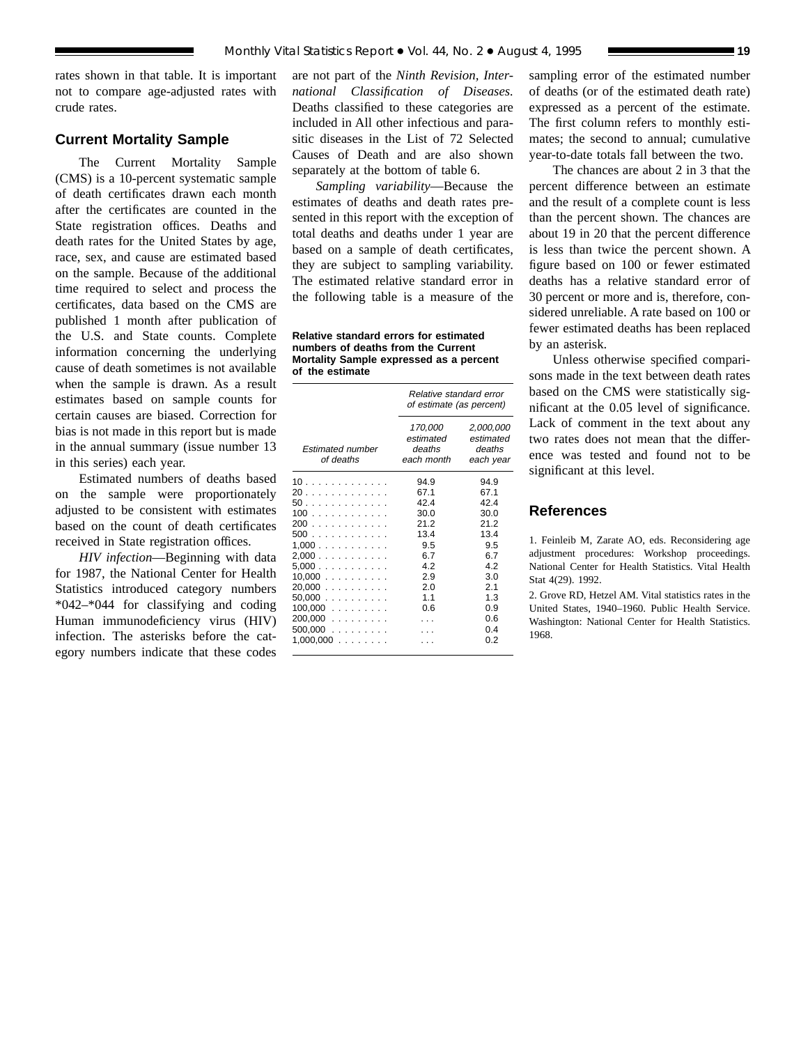rates shown in that table. It is important not to compare age-adjusted rates with crude rates.

## Current Mortality Sample

The Current Mortality Sample (CMS) is a 10-percent systematic sample of death certificates drawn each month after the certificates are counted in the State registration offices. Deaths and death rates for the United States by age, race, sex, and cause are estimated based on the sample. Because of the additional time required to select and process the certificates, data based on the CMS are published 1 month after publication of the U.S. and State counts. Complete information concerning the underlying cause of death sometimes is not available when the sample is drawn. As a result estimates based on sample counts for certain causes are biased. Correction for bias is not made in this report but is made in the annual summary (issue number 13 in this series) each year.

Estimated numbers of deaths based on the sample were proportionately adjusted to be consistent with estimates based on the count of death certificates received in State registration offices.

*HIV infection*—Beginning with data for 1987, the National Center for Health Statistics introduced category numbers *042–*044 for classifying and coding Human immunodeficiency virus (HIV) infection. The asterisks before the category numbers indicate that these codes are not part of the *Ninth Revision, International Classification of Diseases.* Deaths classified to these categories are included in All other infectious and parasitic diseases in the List of 72 Selected Causes of Death and are also shown separately at the bottom of table 6.

*Sampling variability*—Because the estimates of deaths and death rates presented in this report with the exception of total deaths and deaths under 1 year are based on a sample of death certificates, they are subject to sampling variability. The estimated relative standard error in the following table is a measure of the sampling error of the estimated number of deaths (or of the estimated death rate) expressed as a percent of the estimate. The first column refers to monthly estimates; the second to annual; cumulative year-to-date totals fall between the two.

**Relative standard errors for estimated numbers of deaths from the Current Mortality Sample expressed as a percent of the estimate**

| Estimated number of deaths | Relative standard error of estimate (as percent) | |
|---|---|---|
| | 170,000 estimated deaths each month | 2,000,000 estimated deaths each year |
| 10 | 94.9 | 94.9 |
| 20 | 67.1 | 67.1 |
| 50 | 42.4 | 42.4 |
| 100 | 30.0 | 30.0 |
| 200 | 21.2 | 21.2 |
| 500 | 13.4 | 13.4 |
| 1,000 | 9.5 | 9.5 |
| 2,000 | 6.7 | 6.7 |
| 5,000 | 4.2 | 4.2 |
| 10,000 | 2.9 | 3.0 |
| 20,000 | 2.0 | 2.1 |
| 50,000 | 1.1 | 1.3 |
| 100,000 | 0.6 | 0.9 |
| 200,000 | . . . | 0.6 |
| 500,000 | . . . | 0.4 |
| 1,000,000 | . . . | 0.2 |

The chances are about 2 in 3 that the percent difference between an estimate and the result of a complete count is less than the percent shown. The chances are about 19 in 20 that the percent difference is less than twice the percent shown. A figure based on 100 or fewer estimated deaths has a relative standard error of 30 percent or more and is, therefore, considered unreliable. A rate based on 100 or fewer estimated deaths has been replaced by an asterisk.

Unless otherwise specified comparisons made in the text between death rates based on the CMS were statistically significant at the 0.05 level of significance. Lack of comment in the text about any two rates does not mean that the difference was tested and found not to be significant at this level.

## References

1. Feinleib M, Zarate AO, eds. Reconsidering age adjustment procedures: Workshop proceedings. National Center for Health Statistics. Vital Health Stat 4(29). 1992.

2. Grove RD, Hetzel AM. Vital statistics rates in the United States, 1940–1960. Public Health Service. Washington: National Center for Health Statistics. 1968.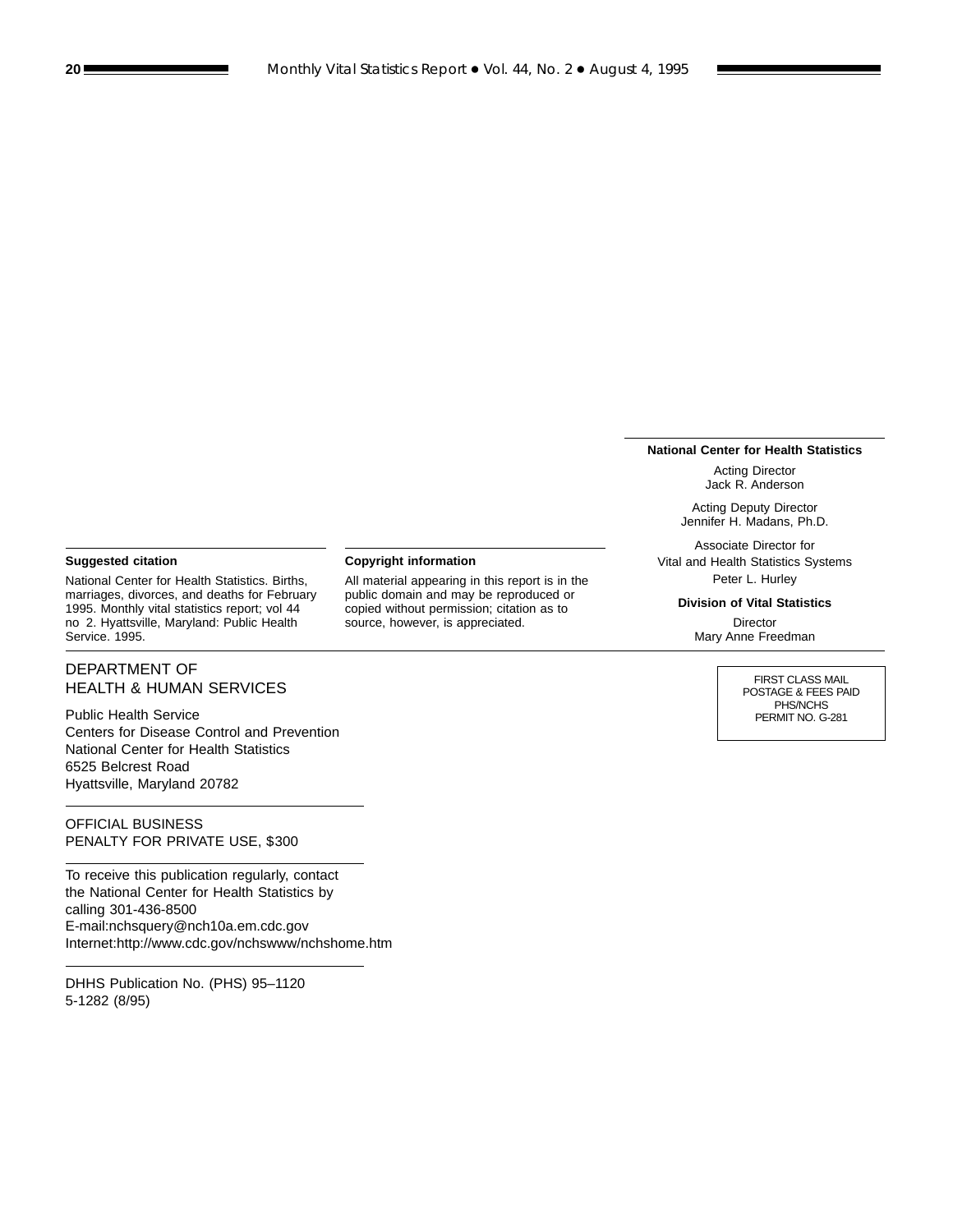**National Center for Health Statistics**

Acting Director
Jack R. Anderson

Acting Deputy Director
Jennifer H. Madans, Ph.D.

Associate Director for
Vital and Health Statistics Systems
Peter L. Hurley

**Division of Vital Statistics**

Director
Mary Anne Freedman

**Suggested citation**

National Center for Health Statistics. Births, marriages, divorces, and deaths for February 1995. Monthly vital statistics report; vol 44 no 2. Hyattsville, Maryland: Public Health Service. 1995.

**Copyright information**

All material appearing in this report is in the public domain and may be reproduced or copied without permission; citation as to source, however, is appreciated.

DEPARTMENT OF
HEALTH & HUMAN SERVICES

Public Health Service
Centers for Disease Control and Prevention
National Center for Health Statistics
6525 Belcrest Road
Hyattsville, Maryland 20782

OFFICIAL BUSINESS
PENALTY FOR PRIVATE USE, $300

To receive this publication regularly, contact the National Center for Health Statistics by calling 301-436-8500
E-mail:nchsquery@nch10a.em.cdc.gov
Internet:http://www.cdc.gov/nchswww/nchshome.htm

DHHS Publication No. (PHS) 95–1120
5-1282 (8/95)

FIRST CLASS MAIL
POSTAGE & FEES PAID
PHS/NCHS
PERMIT NO. G-281